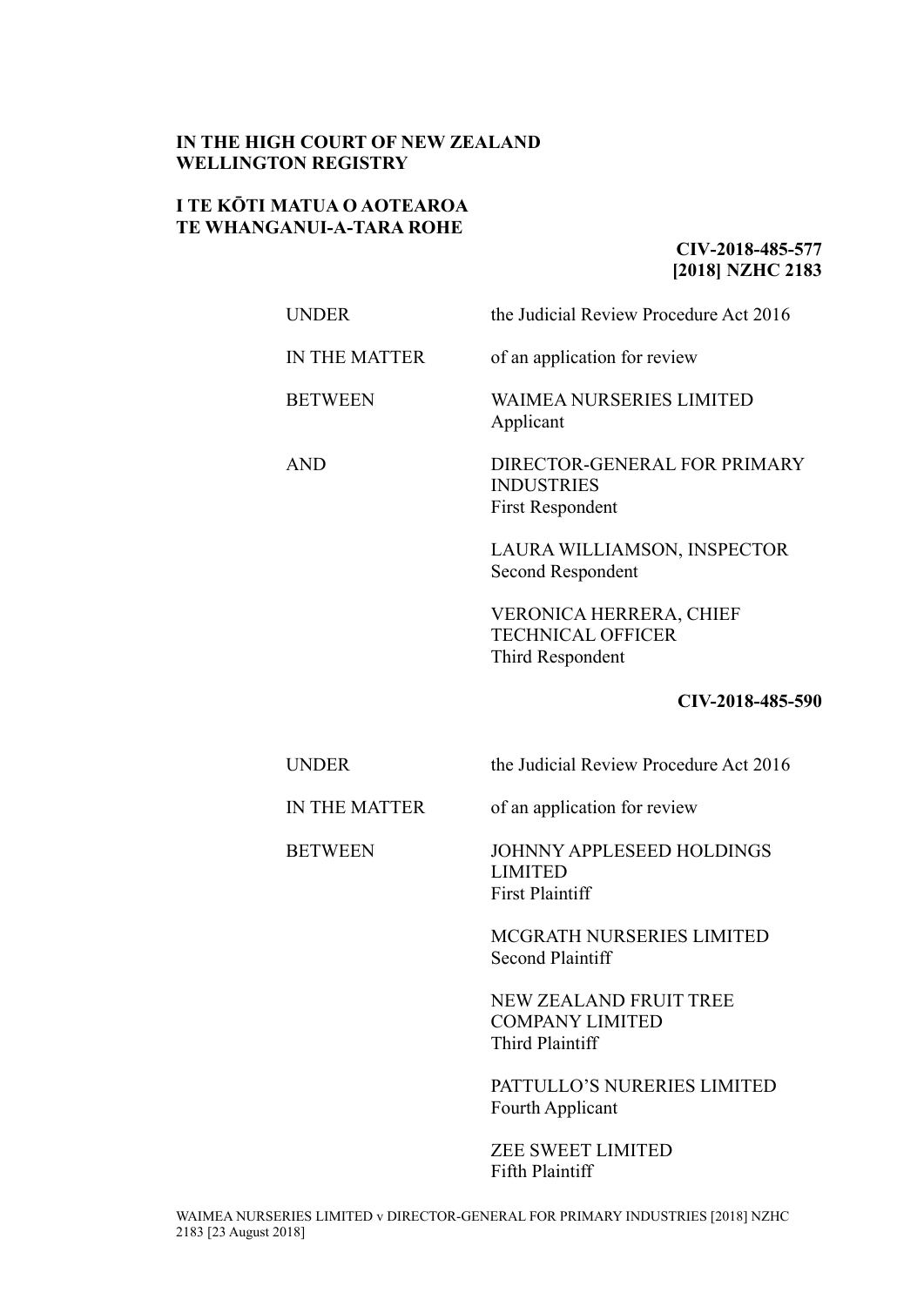**IN THE HIGH COURT OF NEW ZEALAND**
**WELLINGTON REGISTRY**

**I TE KŌTI MATUA O AOTEAROA**
**TE WHANGANUI-A-TARA ROHE**

**CIV-2018-485-577**
**[2018] NZHC 2183**

| | |
|---|---|
| UNDER | the Judicial Review Procedure Act 2016 |
| IN THE MATTER | of an application for review |
| BETWEEN | WAIMEA NURSERIES LIMITED<br>Applicant |
| AND | DIRECTOR-GENERAL FOR PRIMARY INDUSTRIES<br>First Respondent |
| | LAURA WILLIAMSON, INSPECTOR<br>Second Respondent |
| | VERONICA HERRERA, CHIEF TECHNICAL OFFICER<br>Third Respondent |

**CIV-2018-485-590**

| | |
|---|---|
| UNDER | the Judicial Review Procedure Act 2016 |
| IN THE MATTER | of an application for review |
| BETWEEN | JOHNNY APPLESEED HOLDINGS LIMITED<br>First Plaintiff |
| | MCGRATH NURSERIES LIMITED<br>Second Plaintiff |
| | NEW ZEALAND FRUIT TREE COMPANY LIMITED<br>Third Plaintiff |
| | PATTULLO'S NURERIES LIMITED<br>Fourth Applicant |
| | ZEE SWEET LIMITED<br>Fifth Plaintiff |

WAIMEA NURSERIES LIMITED v DIRECTOR-GENERAL FOR PRIMARY INDUSTRIES [2018] NZHC 2183 [23 August 2018]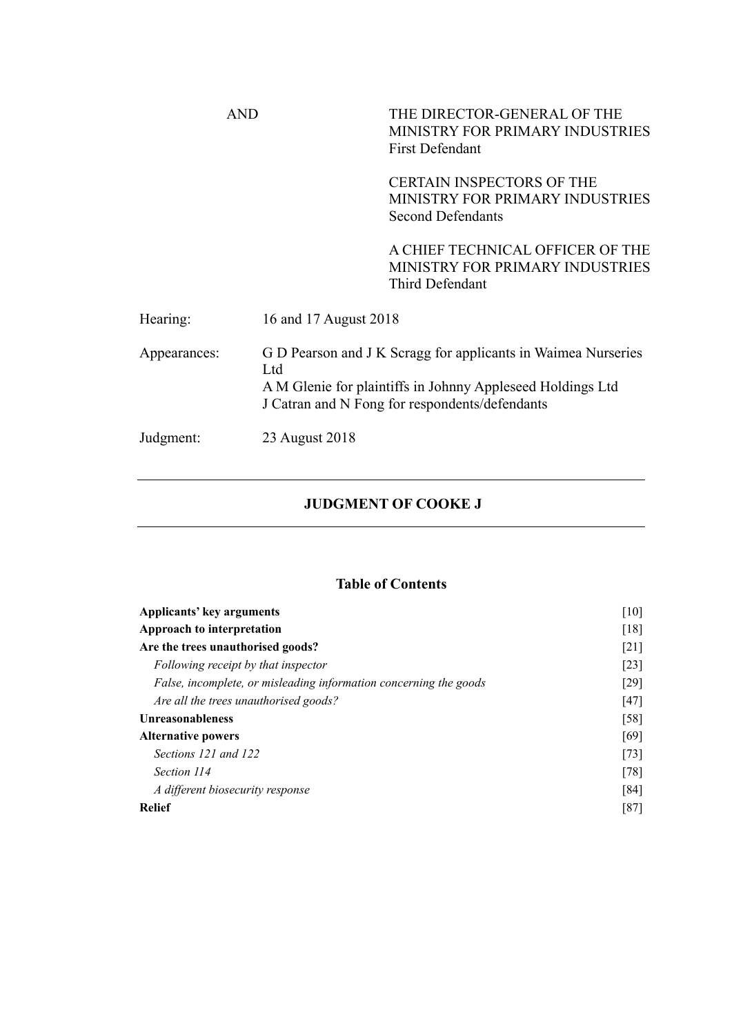AND THE DIRECTOR-GENERAL OF THE MINISTRY FOR PRIMARY INDUSTRIES
First Defendant

CERTAIN INSPECTORS OF THE MINISTRY FOR PRIMARY INDUSTRIES
Second Defendants

A CHIEF TECHNICAL OFFICER OF THE MINISTRY FOR PRIMARY INDUSTRIES
Third Defendant

| | |
|---|---|
| Hearing: | 16 and 17 August 2018 |
| Appearances: | G D Pearson and J K Scragg for applicants in Waimea Nurseries Ltd<br>A M Glenie for plaintiffs in Johnny Appleseed Holdings Ltd<br>J Catran and N Fong for respondents/defendants |
| Judgment: | 23 August 2018 |

---

## JUDGMENT OF COOKE J

---

### Table of Contents

| | |
|---|---|
| **Applicants' key arguments** | [10] |
| **Approach to interpretation** | [18] |
| **Are the trees unauthorised goods?** | [21] |
| *Following receipt by that inspector* | [23] |
| *False, incomplete, or misleading information concerning the goods* | [29] |
| *Are all the trees unauthorised goods?* | [47] |
| **Unreasonableness** | [58] |
| **Alternative powers** | [69] |
| *Sections 121 and 122* | [73] |
| *Section 114* | [78] |
| *A different biosecurity response* | [84] |
| **Relief** | [87] |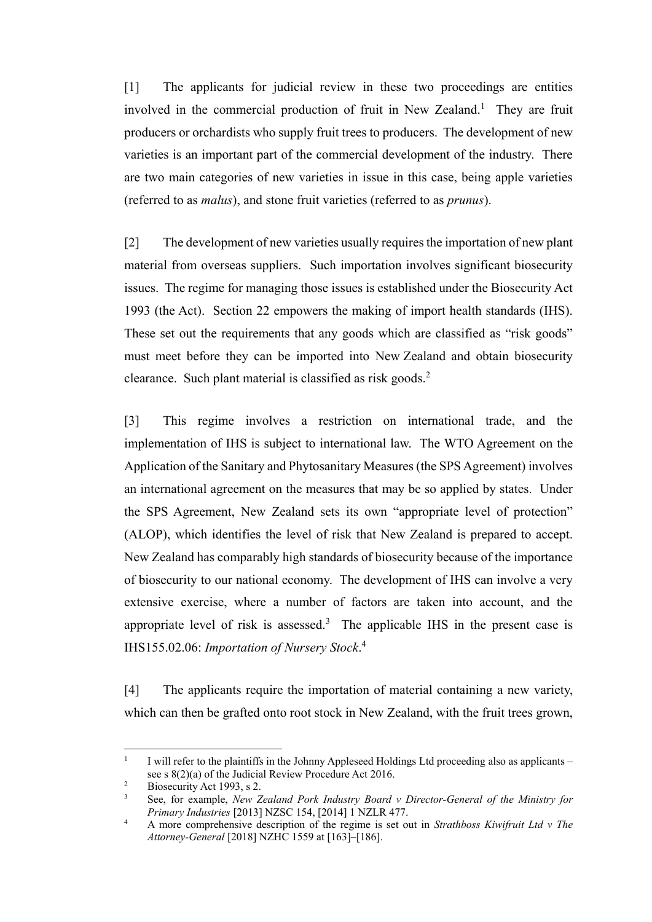[1] The applicants for judicial review in these two proceedings are entities involved in the commercial production of fruit in New Zealand.[1] They are fruit producers or orchardists who supply fruit trees to producers. The development of new varieties is an important part of the commercial development of the industry. There are two main categories of new varieties in issue in this case, being apple varieties (referred to as *malus*), and stone fruit varieties (referred to as *prunus*).

[2] The development of new varieties usually requires the importation of new plant material from overseas suppliers. Such importation involves significant biosecurity issues. The regime for managing those issues is established under the Biosecurity Act 1993 (the Act). Section 22 empowers the making of import health standards (IHS). These set out the requirements that any goods which are classified as "risk goods" must meet before they can be imported into New Zealand and obtain biosecurity clearance. Such plant material is classified as risk goods.[2]

[3] This regime involves a restriction on international trade, and the implementation of IHS is subject to international law. The WTO Agreement on the Application of the Sanitary and Phytosanitary Measures (the SPS Agreement) involves an international agreement on the measures that may be so applied by states. Under the SPS Agreement, New Zealand sets its own "appropriate level of protection" (ALOP), which identifies the level of risk that New Zealand is prepared to accept. New Zealand has comparably high standards of biosecurity because of the importance of biosecurity to our national economy. The development of IHS can involve a very extensive exercise, where a number of factors are taken into account, and the appropriate level of risk is assessed.[3] The applicable IHS in the present case is IHS155.02.06: *Importation of Nursery Stock*.[4]

[4] The applicants require the importation of material containing a new variety, which can then be grafted onto root stock in New Zealand, with the fruit trees grown,

---

[1] I will refer to the plaintiffs in the Johnny Appleseed Holdings Ltd proceeding also as applicants – see s 8(2)(a) of the Judicial Review Procedure Act 2016.

[2] Biosecurity Act 1993, s 2.

[3] See, for example, *New Zealand Pork Industry Board v Director-General of the Ministry for Primary Industries* [2013] NZSC 154, [2014] 1 NZLR 477.

[4] A more comprehensive description of the regime is set out in *Strathboss Kiwifruit Ltd v The Attorney-General* [2018] NZHC 1559 at [163]–[186].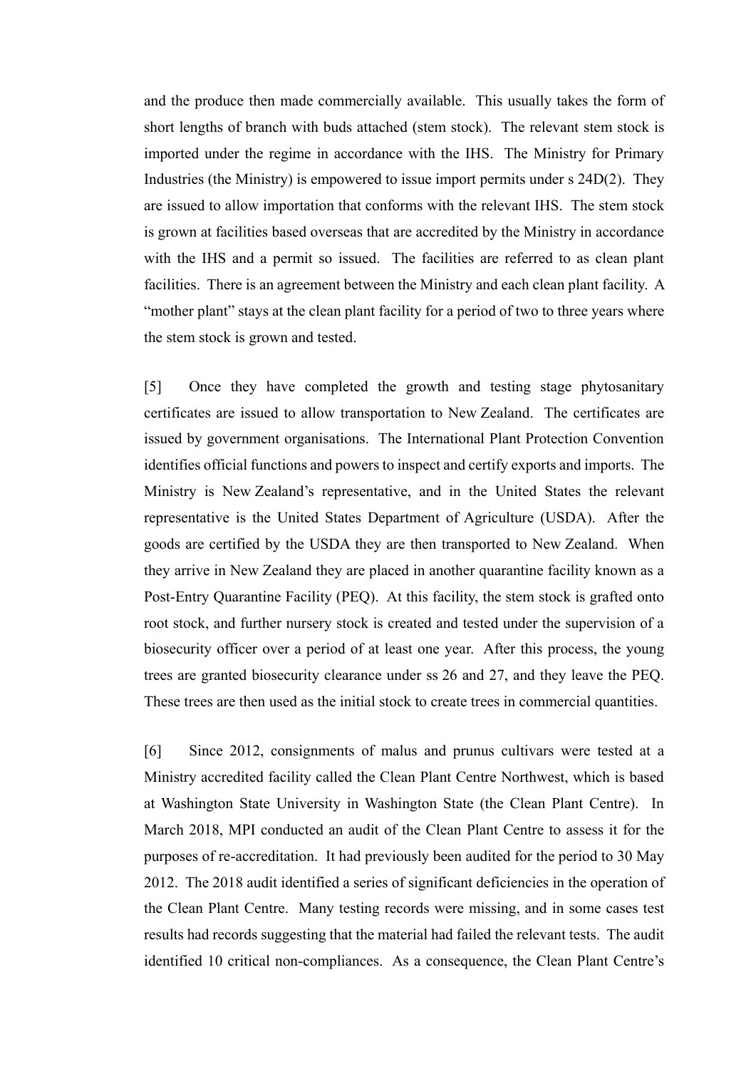and the produce then made commercially available. This usually takes the form of short lengths of branch with buds attached (stem stock). The relevant stem stock is imported under the regime in accordance with the IHS. The Ministry for Primary Industries (the Ministry) is empowered to issue import permits under s 24D(2). They are issued to allow importation that conforms with the relevant IHS. The stem stock is grown at facilities based overseas that are accredited by the Ministry in accordance with the IHS and a permit so issued. The facilities are referred to as clean plant facilities. There is an agreement between the Ministry and each clean plant facility. A "mother plant" stays at the clean plant facility for a period of two to three years where the stem stock is grown and tested.

[5] Once they have completed the growth and testing stage phytosanitary certificates are issued to allow transportation to New Zealand. The certificates are issued by government organisations. The International Plant Protection Convention identifies official functions and powers to inspect and certify exports and imports. The Ministry is New Zealand's representative, and in the United States the relevant representative is the United States Department of Agriculture (USDA). After the goods are certified by the USDA they are then transported to New Zealand. When they arrive in New Zealand they are placed in another quarantine facility known as a Post-Entry Quarantine Facility (PEQ). At this facility, the stem stock is grafted onto root stock, and further nursery stock is created and tested under the supervision of a biosecurity officer over a period of at least one year. After this process, the young trees are granted biosecurity clearance under ss 26 and 27, and they leave the PEQ. These trees are then used as the initial stock to create trees in commercial quantities.

[6] Since 2012, consignments of malus and prunus cultivars were tested at a Ministry accredited facility called the Clean Plant Centre Northwest, which is based at Washington State University in Washington State (the Clean Plant Centre). In March 2018, MPI conducted an audit of the Clean Plant Centre to assess it for the purposes of re-accreditation. It had previously been audited for the period to 30 May 2012. The 2018 audit identified a series of significant deficiencies in the operation of the Clean Plant Centre. Many testing records were missing, and in some cases test results had records suggesting that the material had failed the relevant tests. The audit identified 10 critical non-compliances. As a consequence, the Clean Plant Centre's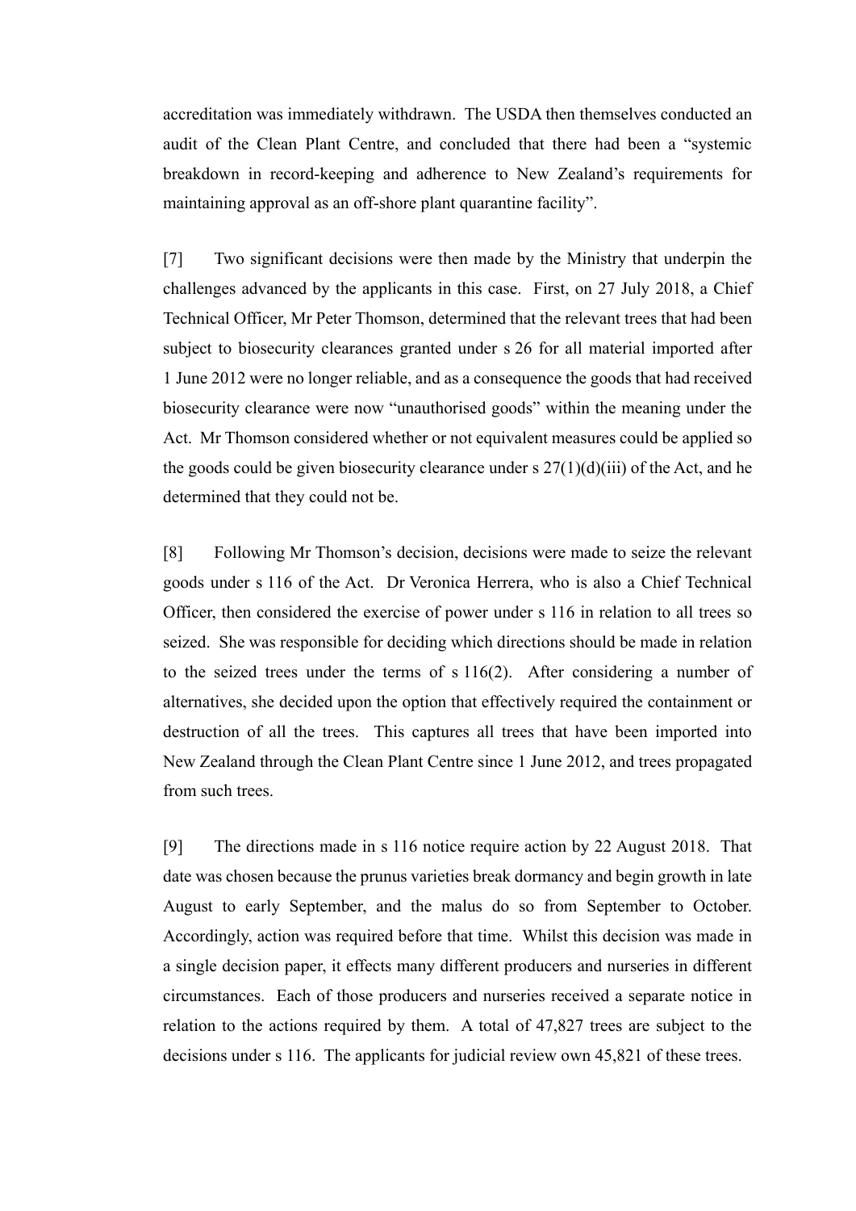accreditation was immediately withdrawn. The USDA then themselves conducted an audit of the Clean Plant Centre, and concluded that there had been a "systemic breakdown in record-keeping and adherence to New Zealand's requirements for maintaining approval as an off-shore plant quarantine facility".

[7] Two significant decisions were then made by the Ministry that underpin the challenges advanced by the applicants in this case. First, on 27 July 2018, a Chief Technical Officer, Mr Peter Thomson, determined that the relevant trees that had been subject to biosecurity clearances granted under s 26 for all material imported after 1 June 2012 were no longer reliable, and as a consequence the goods that had received biosecurity clearance were now "unauthorised goods" within the meaning under the Act. Mr Thomson considered whether or not equivalent measures could be applied so the goods could be given biosecurity clearance under s 27(1)(d)(iii) of the Act, and he determined that they could not be.

[8] Following Mr Thomson's decision, decisions were made to seize the relevant goods under s 116 of the Act. Dr Veronica Herrera, who is also a Chief Technical Officer, then considered the exercise of power under s 116 in relation to all trees so seized. She was responsible for deciding which directions should be made in relation to the seized trees under the terms of s 116(2). After considering a number of alternatives, she decided upon the option that effectively required the containment or destruction of all the trees. This captures all trees that have been imported into New Zealand through the Clean Plant Centre since 1 June 2012, and trees propagated from such trees.

[9] The directions made in s 116 notice require action by 22 August 2018. That date was chosen because the prunus varieties break dormancy and begin growth in late August to early September, and the malus do so from September to October. Accordingly, action was required before that time. Whilst this decision was made in a single decision paper, it effects many different producers and nurseries in different circumstances. Each of those producers and nurseries received a separate notice in relation to the actions required by them. A total of 47,827 trees are subject to the decisions under s 116. The applicants for judicial review own 45,821 of these trees.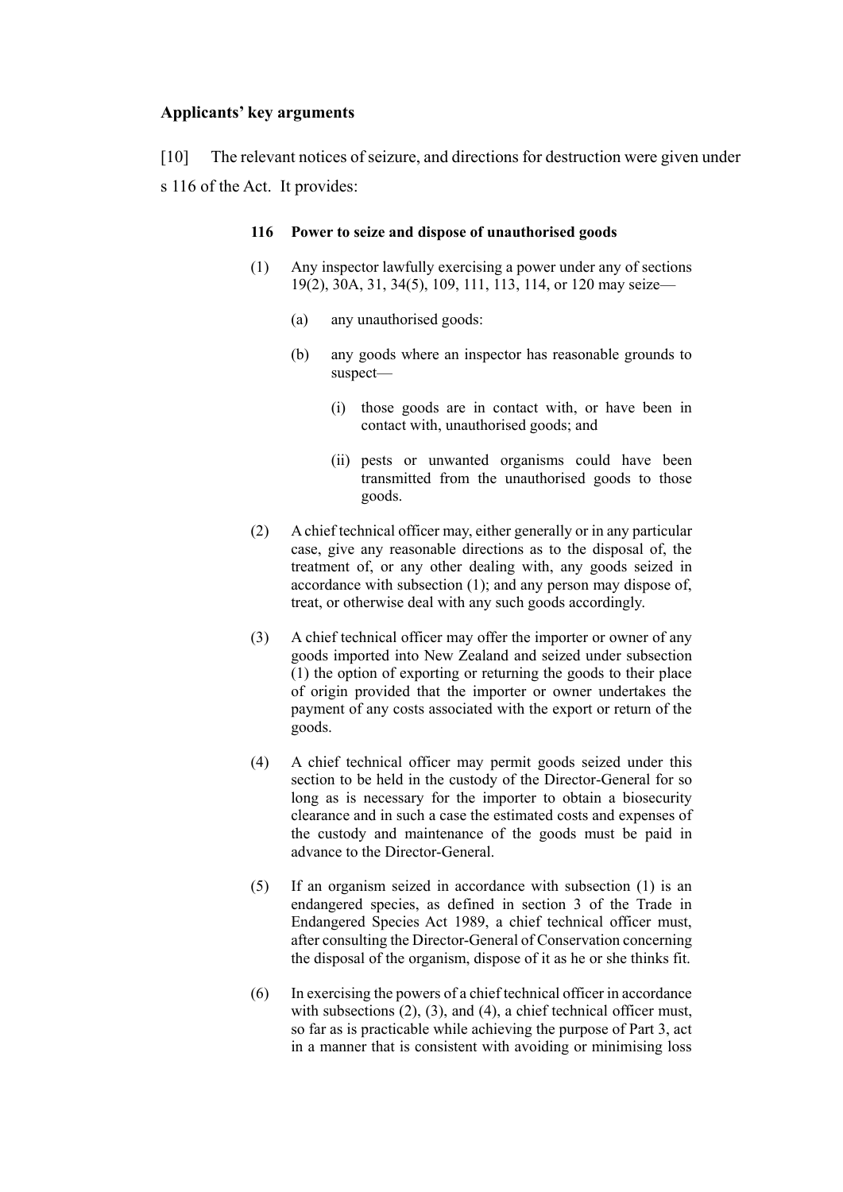**Applicants' key arguments**

[10] The relevant notices of seizure, and directions for destruction were given under s 116 of the Act. It provides:

> **116 Power to seize and dispose of unauthorised goods**
>
> (1) Any inspector lawfully exercising a power under any of sections 19(2), 30A, 31, 34(5), 109, 111, 113, 114, or 120 may seize—
>
> (a) any unauthorised goods:
>
> (b) any goods where an inspector has reasonable grounds to suspect—
>
> (i) those goods are in contact with, or have been in contact with, unauthorised goods; and
>
> (ii) pests or unwanted organisms could have been transmitted from the unauthorised goods to those goods.
>
> (2) A chief technical officer may, either generally or in any particular case, give any reasonable directions as to the disposal of, the treatment of, or any other dealing with, any goods seized in accordance with subsection (1); and any person may dispose of, treat, or otherwise deal with any such goods accordingly.
>
> (3) A chief technical officer may offer the importer or owner of any goods imported into New Zealand and seized under subsection (1) the option of exporting or returning the goods to their place of origin provided that the importer or owner undertakes the payment of any costs associated with the export or return of the goods.
>
> (4) A chief technical officer may permit goods seized under this section to be held in the custody of the Director-General for so long as is necessary for the importer to obtain a biosecurity clearance and in such a case the estimated costs and expenses of the custody and maintenance of the goods must be paid in advance to the Director-General.
>
> (5) If an organism seized in accordance with subsection (1) is an endangered species, as defined in section 3 of the Trade in Endangered Species Act 1989, a chief technical officer must, after consulting the Director-General of Conservation concerning the disposal of the organism, dispose of it as he or she thinks fit.
>
> (6) In exercising the powers of a chief technical officer in accordance with subsections (2), (3), and (4), a chief technical officer must, so far as is practicable while achieving the purpose of Part 3, act in a manner that is consistent with avoiding or minimising loss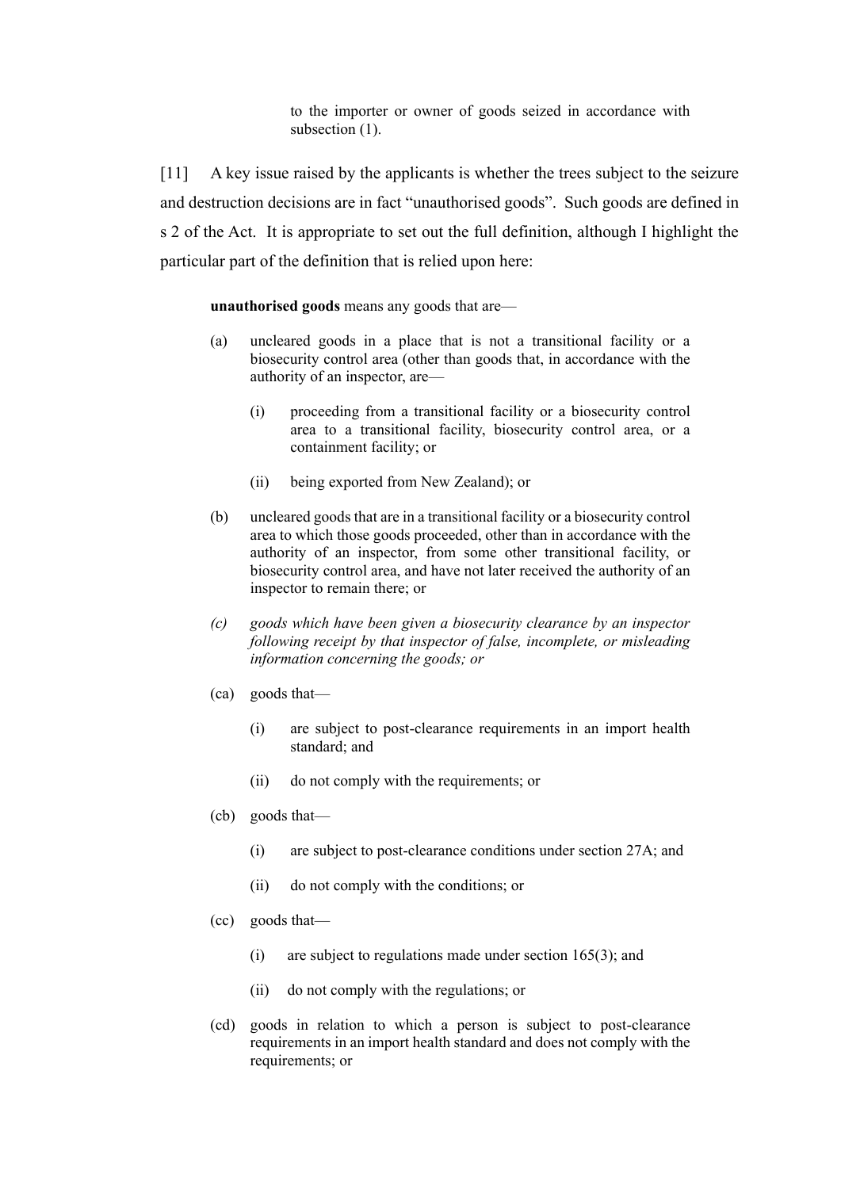> to the importer or owner of goods seized in accordance with subsection (1).

[11] A key issue raised by the applicants is whether the trees subject to the seizure and destruction decisions are in fact "unauthorised goods". Such goods are defined in s 2 of the Act. It is appropriate to set out the full definition, although I highlight the particular part of the definition that is relied upon here:

> **unauthorised goods** means any goods that are—
>
> (a) uncleared goods in a place that is not a transitional facility or a biosecurity control area (other than goods that, in accordance with the authority of an inspector, are—
>
> > (i) proceeding from a transitional facility or a biosecurity control area to a transitional facility, biosecurity control area, or a containment facility; or
> >
> > (ii) being exported from New Zealand); or
>
> (b) uncleared goods that are in a transitional facility or a biosecurity control area to which those goods proceeded, other than in accordance with the authority of an inspector, from some other transitional facility, or biosecurity control area, and have not later received the authority of an inspector to remain there; or
>
> *(c) goods which have been given a biosecurity clearance by an inspector following receipt by that inspector of false, incomplete, or misleading information concerning the goods; or*
>
> (ca) goods that—
>
> > (i) are subject to post-clearance requirements in an import health standard; and
> >
> > (ii) do not comply with the requirements; or
>
> (cb) goods that—
>
> > (i) are subject to post-clearance conditions under section 27A; and
> >
> > (ii) do not comply with the conditions; or
>
> (cc) goods that—
>
> > (i) are subject to regulations made under section 165(3); and
> >
> > (ii) do not comply with the regulations; or
>
> (cd) goods in relation to which a person is subject to post-clearance requirements in an import health standard and does not comply with the requirements; or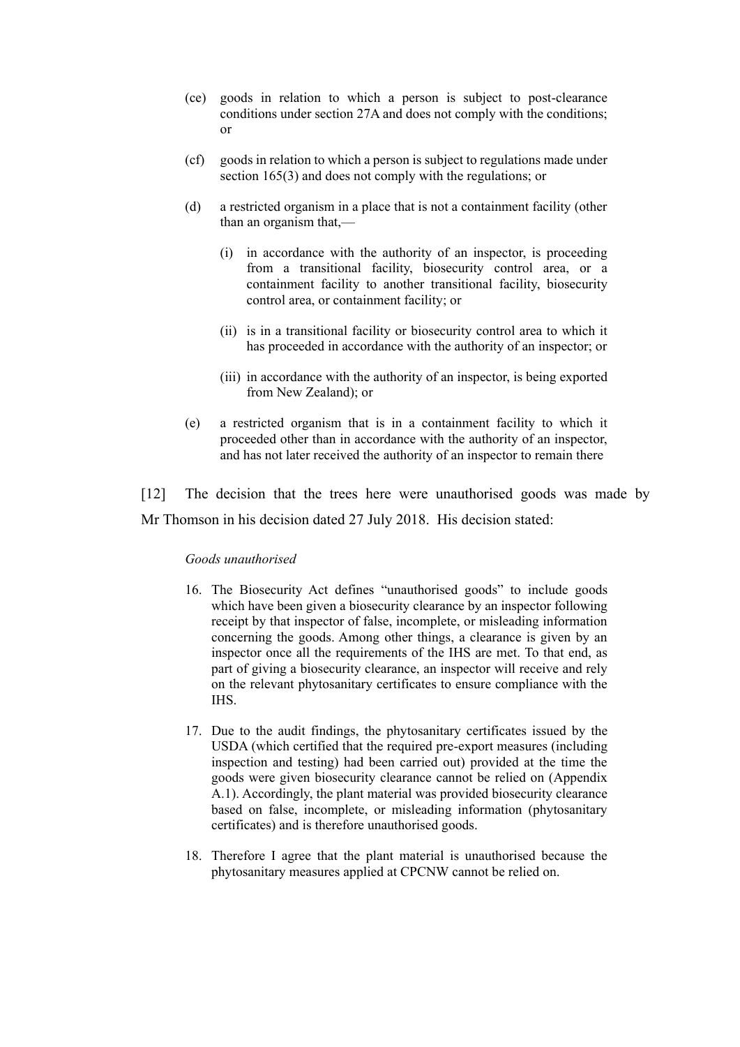(ce) goods in relation to which a person is subject to post-clearance conditions under section 27A and does not comply with the conditions; or

(cf) goods in relation to which a person is subject to regulations made under section 165(3) and does not comply with the regulations; or

(d) a restricted organism in a place that is not a containment facility (other than an organism that,—

  (i) in accordance with the authority of an inspector, is proceeding from a transitional facility, biosecurity control area, or a containment facility to another transitional facility, biosecurity control area, or containment facility; or

  (ii) is in a transitional facility or biosecurity control area to which it has proceeded in accordance with the authority of an inspector; or

  (iii) in accordance with the authority of an inspector, is being exported from New Zealand); or

(e) a restricted organism that is in a containment facility to which it proceeded other than in accordance with the authority of an inspector, and has not later received the authority of an inspector to remain there

[12] The decision that the trees here were unauthorised goods was made by Mr Thomson in his decision dated 27 July 2018. His decision stated:

> *Goods unauthorised*
>
> 16. The Biosecurity Act defines "unauthorised goods" to include goods which have been given a biosecurity clearance by an inspector following receipt by that inspector of false, incomplete, or misleading information concerning the goods. Among other things, a clearance is given by an inspector once all the requirements of the IHS are met. To that end, as part of giving a biosecurity clearance, an inspector will receive and rely on the relevant phytosanitary certificates to ensure compliance with the IHS.
>
> 17. Due to the audit findings, the phytosanitary certificates issued by the USDA (which certified that the required pre-export measures (including inspection and testing) had been carried out) provided at the time the goods were given biosecurity clearance cannot be relied on (Appendix A.1). Accordingly, the plant material was provided biosecurity clearance based on false, incomplete, or misleading information (phytosanitary certificates) and is therefore unauthorised goods.
>
> 18. Therefore I agree that the plant material is unauthorised because the phytosanitary measures applied at CPCNW cannot be relied on.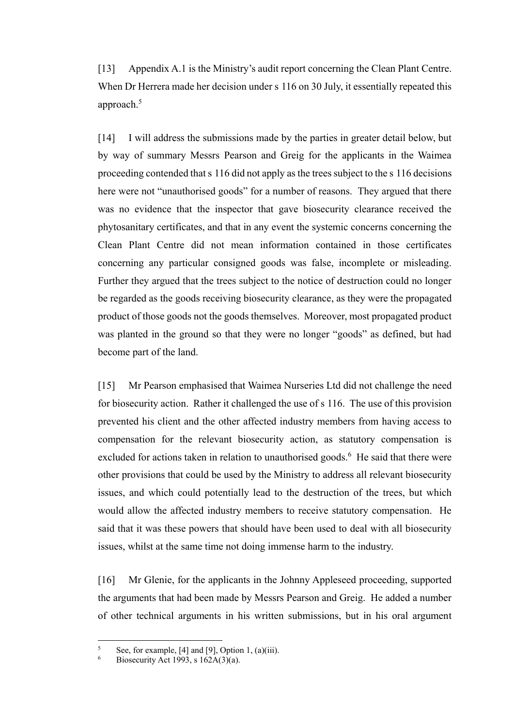[13] Appendix A.1 is the Ministry's audit report concerning the Clean Plant Centre. When Dr Herrera made her decision under s 116 on 30 July, it essentially repeated this approach.[5]

[14] I will address the submissions made by the parties in greater detail below, but by way of summary Messrs Pearson and Greig for the applicants in the Waimea proceeding contended that s 116 did not apply as the trees subject to the s 116 decisions here were not "unauthorised goods" for a number of reasons. They argued that there was no evidence that the inspector that gave biosecurity clearance received the phytosanitary certificates, and that in any event the systemic concerns concerning the Clean Plant Centre did not mean information contained in those certificates concerning any particular consigned goods was false, incomplete or misleading. Further they argued that the trees subject to the notice of destruction could no longer be regarded as the goods receiving biosecurity clearance, as they were the propagated product of those goods not the goods themselves. Moreover, most propagated product was planted in the ground so that they were no longer "goods" as defined, but had become part of the land.

[15] Mr Pearson emphasised that Waimea Nurseries Ltd did not challenge the need for biosecurity action. Rather it challenged the use of s 116. The use of this provision prevented his client and the other affected industry members from having access to compensation for the relevant biosecurity action, as statutory compensation is excluded for actions taken in relation to unauthorised goods.[6] He said that there were other provisions that could be used by the Ministry to address all relevant biosecurity issues, and which could potentially lead to the destruction of the trees, but which would allow the affected industry members to receive statutory compensation. He said that it was these powers that should have been used to deal with all biosecurity issues, whilst at the same time not doing immense harm to the industry.

[16] Mr Glenie, for the applicants in the Johnny Appleseed proceeding, supported the arguments that had been made by Messrs Pearson and Greig. He added a number of other technical arguments in his written submissions, but in his oral argument

---

[5] See, for example, [4] and [9], Option 1, (a)(iii).

[6] Biosecurity Act 1993, s 162A(3)(a).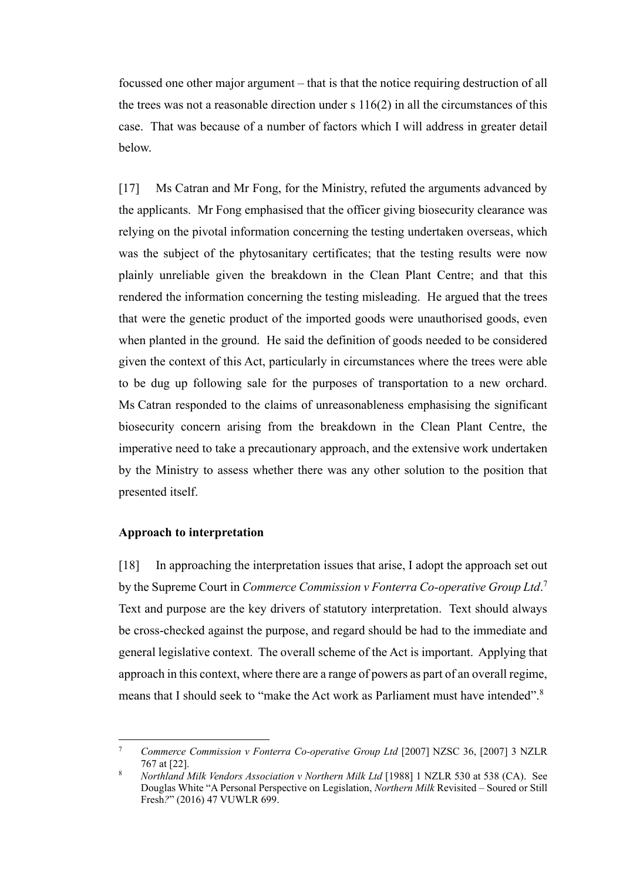focussed one other major argument – that is that the notice requiring destruction of all the trees was not a reasonable direction under s 116(2) in all the circumstances of this case. That was because of a number of factors which I will address in greater detail below.

[17] Ms Catran and Mr Fong, for the Ministry, refuted the arguments advanced by the applicants. Mr Fong emphasised that the officer giving biosecurity clearance was relying on the pivotal information concerning the testing undertaken overseas, which was the subject of the phytosanitary certificates; that the testing results were now plainly unreliable given the breakdown in the Clean Plant Centre; and that this rendered the information concerning the testing misleading. He argued that the trees that were the genetic product of the imported goods were unauthorised goods, even when planted in the ground. He said the definition of goods needed to be considered given the context of this Act, particularly in circumstances where the trees were able to be dug up following sale for the purposes of transportation to a new orchard. Ms Catran responded to the claims of unreasonableness emphasising the significant biosecurity concern arising from the breakdown in the Clean Plant Centre, the imperative need to take a precautionary approach, and the extensive work undertaken by the Ministry to assess whether there was any other solution to the position that presented itself.

## Approach to interpretation

[18] In approaching the interpretation issues that arise, I adopt the approach set out by the Supreme Court in *Commerce Commission v Fonterra Co-operative Group Ltd*.[7] Text and purpose are the key drivers of statutory interpretation. Text should always be cross-checked against the purpose, and regard should be had to the immediate and general legislative context. The overall scheme of the Act is important. Applying that approach in this context, where there are a range of powers as part of an overall regime, means that I should seek to "make the Act work as Parliament must have intended".[8]

---

[7] *Commerce Commission v Fonterra Co-operative Group Ltd* [2007] NZSC 36, [2007] 3 NZLR 767 at [22].

[8] *Northland Milk Vendors Association v Northern Milk Ltd* [1988] 1 NZLR 530 at 538 (CA). See Douglas White "A Personal Perspective on Legislation, *Northern Milk* Revisited – Soured or Still Fresh*?*" (2016) 47 VUWLR 699.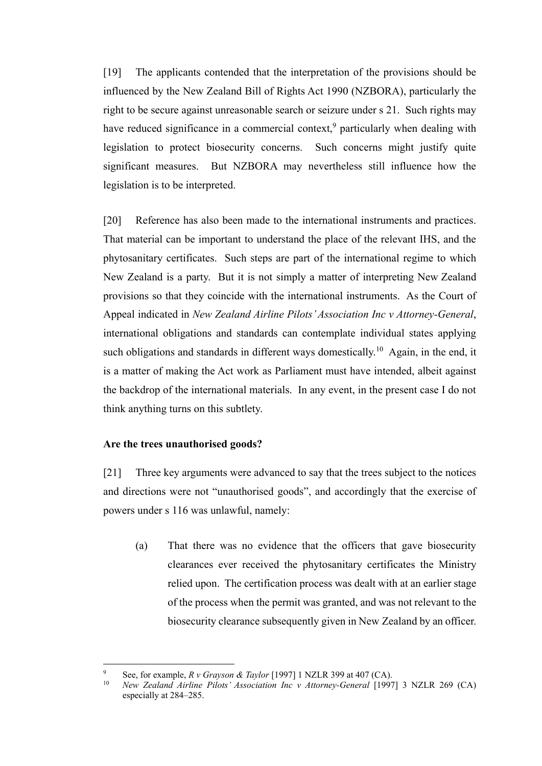[19] The applicants contended that the interpretation of the provisions should be influenced by the New Zealand Bill of Rights Act 1990 (NZBORA), particularly the right to be secure against unreasonable search or seizure under s 21. Such rights may have reduced significance in a commercial context,[9] particularly when dealing with legislation to protect biosecurity concerns. Such concerns might justify quite significant measures. But NZBORA may nevertheless still influence how the legislation is to be interpreted.

[20] Reference has also been made to the international instruments and practices. That material can be important to understand the place of the relevant IHS, and the phytosanitary certificates. Such steps are part of the international regime to which New Zealand is a party. But it is not simply a matter of interpreting New Zealand provisions so that they coincide with the international instruments. As the Court of Appeal indicated in *New Zealand Airline Pilots' Association Inc v Attorney-General*, international obligations and standards can contemplate individual states applying such obligations and standards in different ways domestically.[10] Again, in the end, it is a matter of making the Act work as Parliament must have intended, albeit against the backdrop of the international materials. In any event, in the present case I do not think anything turns on this subtlety.

**Are the trees unauthorised goods?**

[21] Three key arguments were advanced to say that the trees subject to the notices and directions were not "unauthorised goods", and accordingly that the exercise of powers under s 116 was unlawful, namely:

(a) That there was no evidence that the officers that gave biosecurity clearances ever received the phytosanitary certificates the Ministry relied upon. The certification process was dealt with at an earlier stage of the process when the permit was granted, and was not relevant to the biosecurity clearance subsequently given in New Zealand by an officer.

---

[9] See, for example, *R v Grayson & Taylor* [1997] 1 NZLR 399 at 407 (CA).

[10] *New Zealand Airline Pilots' Association Inc v Attorney-General* [1997] 3 NZLR 269 (CA) especially at 284–285.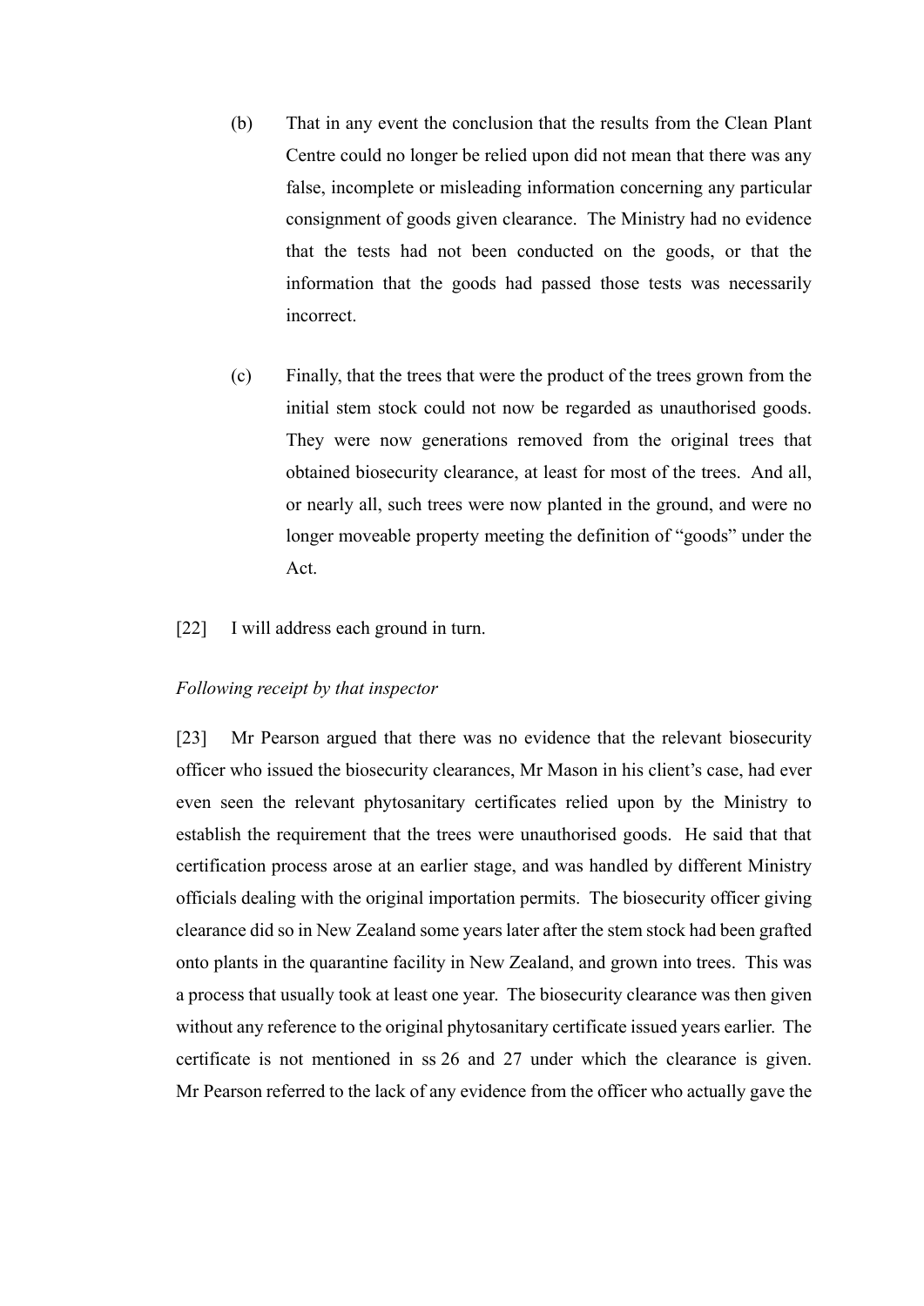(b) That in any event the conclusion that the results from the Clean Plant Centre could no longer be relied upon did not mean that there was any false, incomplete or misleading information concerning any particular consignment of goods given clearance. The Ministry had no evidence that the tests had not been conducted on the goods, or that the information that the goods had passed those tests was necessarily incorrect.

(c) Finally, that the trees that were the product of the trees grown from the initial stem stock could not now be regarded as unauthorised goods. They were now generations removed from the original trees that obtained biosecurity clearance, at least for most of the trees. And all, or nearly all, such trees were now planted in the ground, and were no longer moveable property meeting the definition of "goods" under the Act.

[22] I will address each ground in turn.

*Following receipt by that inspector*

[23] Mr Pearson argued that there was no evidence that the relevant biosecurity officer who issued the biosecurity clearances, Mr Mason in his client's case, had ever even seen the relevant phytosanitary certificates relied upon by the Ministry to establish the requirement that the trees were unauthorised goods. He said that that certification process arose at an earlier stage, and was handled by different Ministry officials dealing with the original importation permits. The biosecurity officer giving clearance did so in New Zealand some years later after the stem stock had been grafted onto plants in the quarantine facility in New Zealand, and grown into trees. This was a process that usually took at least one year. The biosecurity clearance was then given without any reference to the original phytosanitary certificate issued years earlier. The certificate is not mentioned in ss 26 and 27 under which the clearance is given. Mr Pearson referred to the lack of any evidence from the officer who actually gave the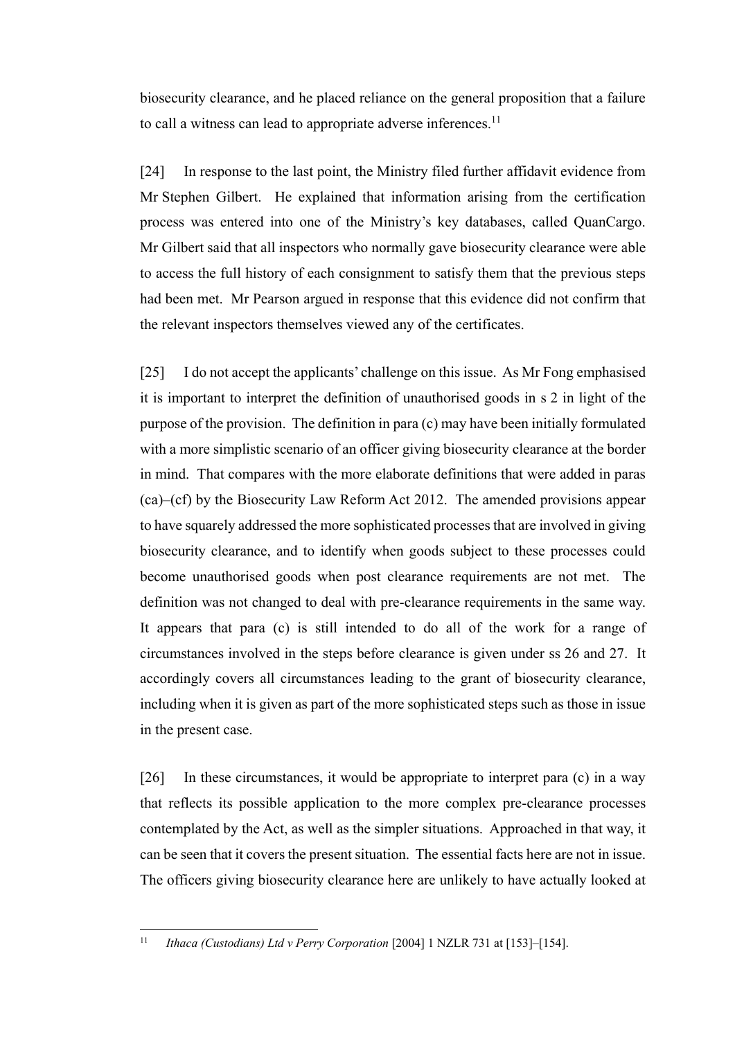biosecurity clearance, and he placed reliance on the general proposition that a failure to call a witness can lead to appropriate adverse inferences.[11]

[24] In response to the last point, the Ministry filed further affidavit evidence from Mr Stephen Gilbert. He explained that information arising from the certification process was entered into one of the Ministry's key databases, called QuanCargo. Mr Gilbert said that all inspectors who normally gave biosecurity clearance were able to access the full history of each consignment to satisfy them that the previous steps had been met. Mr Pearson argued in response that this evidence did not confirm that the relevant inspectors themselves viewed any of the certificates.

[25] I do not accept the applicants' challenge on this issue. As Mr Fong emphasised it is important to interpret the definition of unauthorised goods in s 2 in light of the purpose of the provision. The definition in para (c) may have been initially formulated with a more simplistic scenario of an officer giving biosecurity clearance at the border in mind. That compares with the more elaborate definitions that were added in paras (ca)–(cf) by the Biosecurity Law Reform Act 2012. The amended provisions appear to have squarely addressed the more sophisticated processes that are involved in giving biosecurity clearance, and to identify when goods subject to these processes could become unauthorised goods when post clearance requirements are not met. The definition was not changed to deal with pre-clearance requirements in the same way. It appears that para (c) is still intended to do all of the work for a range of circumstances involved in the steps before clearance is given under ss 26 and 27. It accordingly covers all circumstances leading to the grant of biosecurity clearance, including when it is given as part of the more sophisticated steps such as those in issue in the present case.

[26] In these circumstances, it would be appropriate to interpret para (c) in a way that reflects its possible application to the more complex pre-clearance processes contemplated by the Act, as well as the simpler situations. Approached in that way, it can be seen that it covers the present situation. The essential facts here are not in issue. The officers giving biosecurity clearance here are unlikely to have actually looked at

[11] *Ithaca (Custodians) Ltd v Perry Corporation* [2004] 1 NZLR 731 at [153]–[154].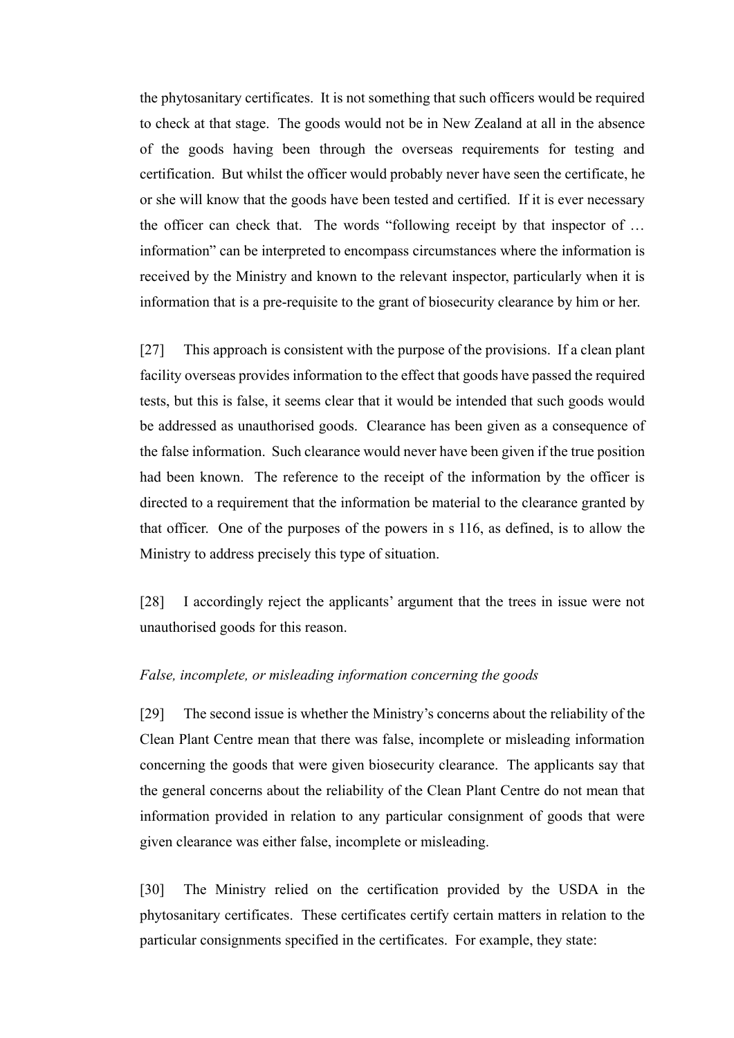the phytosanitary certificates. It is not something that such officers would be required to check at that stage. The goods would not be in New Zealand at all in the absence of the goods having been through the overseas requirements for testing and certification. But whilst the officer would probably never have seen the certificate, he or she will know that the goods have been tested and certified. If it is ever necessary the officer can check that. The words "following receipt by that inspector of … information" can be interpreted to encompass circumstances where the information is received by the Ministry and known to the relevant inspector, particularly when it is information that is a pre-requisite to the grant of biosecurity clearance by him or her.

[27] This approach is consistent with the purpose of the provisions. If a clean plant facility overseas provides information to the effect that goods have passed the required tests, but this is false, it seems clear that it would be intended that such goods would be addressed as unauthorised goods. Clearance has been given as a consequence of the false information. Such clearance would never have been given if the true position had been known. The reference to the receipt of the information by the officer is directed to a requirement that the information be material to the clearance granted by that officer. One of the purposes of the powers in s 116, as defined, is to allow the Ministry to address precisely this type of situation.

[28] I accordingly reject the applicants' argument that the trees in issue were not unauthorised goods for this reason.

*False, incomplete, or misleading information concerning the goods*

[29] The second issue is whether the Ministry's concerns about the reliability of the Clean Plant Centre mean that there was false, incomplete or misleading information concerning the goods that were given biosecurity clearance. The applicants say that the general concerns about the reliability of the Clean Plant Centre do not mean that information provided in relation to any particular consignment of goods that were given clearance was either false, incomplete or misleading.

[30] The Ministry relied on the certification provided by the USDA in the phytosanitary certificates. These certificates certify certain matters in relation to the particular consignments specified in the certificates. For example, they state: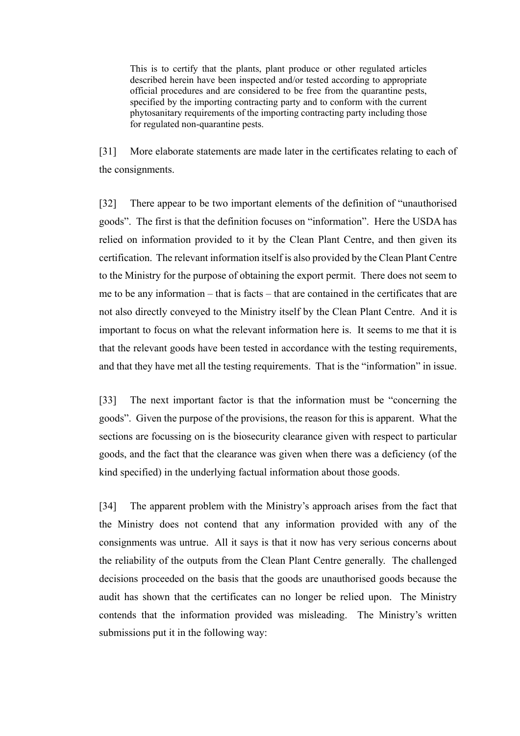> This is to certify that the plants, plant produce or other regulated articles described herein have been inspected and/or tested according to appropriate official procedures and are considered to be free from the quarantine pests, specified by the importing contracting party and to conform with the current phytosanitary requirements of the importing contracting party including those for regulated non-quarantine pests.

[31] More elaborate statements are made later in the certificates relating to each of the consignments.

[32] There appear to be two important elements of the definition of "unauthorised goods". The first is that the definition focuses on "information". Here the USDA has relied on information provided to it by the Clean Plant Centre, and then given its certification. The relevant information itself is also provided by the Clean Plant Centre to the Ministry for the purpose of obtaining the export permit. There does not seem to me to be any information – that is facts – that are contained in the certificates that are not also directly conveyed to the Ministry itself by the Clean Plant Centre. And it is important to focus on what the relevant information here is. It seems to me that it is that the relevant goods have been tested in accordance with the testing requirements, and that they have met all the testing requirements. That is the "information" in issue.

[33] The next important factor is that the information must be "concerning the goods". Given the purpose of the provisions, the reason for this is apparent. What the sections are focussing on is the biosecurity clearance given with respect to particular goods, and the fact that the clearance was given when there was a deficiency (of the kind specified) in the underlying factual information about those goods.

[34] The apparent problem with the Ministry's approach arises from the fact that the Ministry does not contend that any information provided with any of the consignments was untrue. All it says is that it now has very serious concerns about the reliability of the outputs from the Clean Plant Centre generally. The challenged decisions proceeded on the basis that the goods are unauthorised goods because the audit has shown that the certificates can no longer be relied upon. The Ministry contends that the information provided was misleading. The Ministry's written submissions put it in the following way: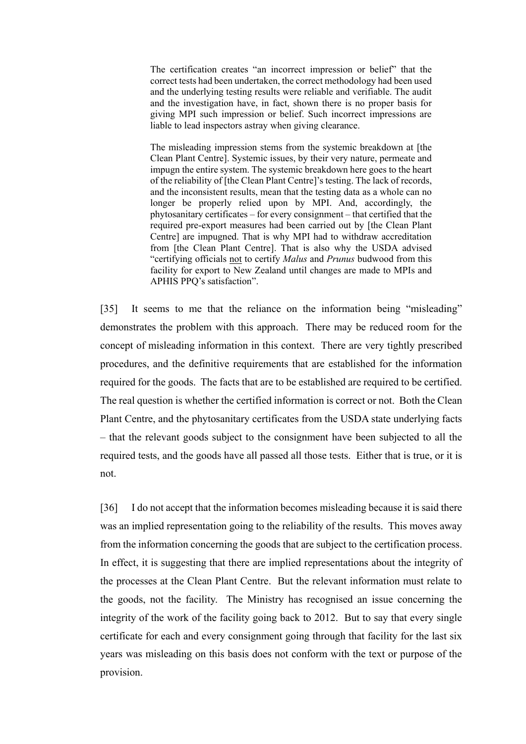> The certification creates "an incorrect impression or belief" that the correct tests had been undertaken, the correct methodology had been used and the underlying testing results were reliable and verifiable. The audit and the investigation have, in fact, shown there is no proper basis for giving MPI such impression or belief. Such incorrect impressions are liable to lead inspectors astray when giving clearance.
>
> The misleading impression stems from the systemic breakdown at [the Clean Plant Centre]. Systemic issues, by their very nature, permeate and impugn the entire system. The systemic breakdown here goes to the heart of the reliability of [the Clean Plant Centre]'s testing. The lack of records, and the inconsistent results, mean that the testing data as a whole can no longer be properly relied upon by MPI. And, accordingly, the phytosanitary certificates – for every consignment – that certified that the required pre-export measures had been carried out by [the Clean Plant Centre] are impugned. That is why MPI had to withdraw accreditation from [the Clean Plant Centre]. That is also why the USDA advised "certifying officials <u>not</u> to certify *Malus* and *Prunus* budwood from this facility for export to New Zealand until changes are made to MPIs and APHIS PPQ's satisfaction".

[35] It seems to me that the reliance on the information being "misleading" demonstrates the problem with this approach. There may be reduced room for the concept of misleading information in this context. There are very tightly prescribed procedures, and the definitive requirements that are established for the information required for the goods. The facts that are to be established are required to be certified. The real question is whether the certified information is correct or not. Both the Clean Plant Centre, and the phytosanitary certificates from the USDA state underlying facts – that the relevant goods subject to the consignment have been subjected to all the required tests, and the goods have all passed all those tests. Either that is true, or it is not.

[36] I do not accept that the information becomes misleading because it is said there was an implied representation going to the reliability of the results. This moves away from the information concerning the goods that are subject to the certification process. In effect, it is suggesting that there are implied representations about the integrity of the processes at the Clean Plant Centre. But the relevant information must relate to the goods, not the facility. The Ministry has recognised an issue concerning the integrity of the work of the facility going back to 2012. But to say that every single certificate for each and every consignment going through that facility for the last six years was misleading on this basis does not conform with the text or purpose of the provision.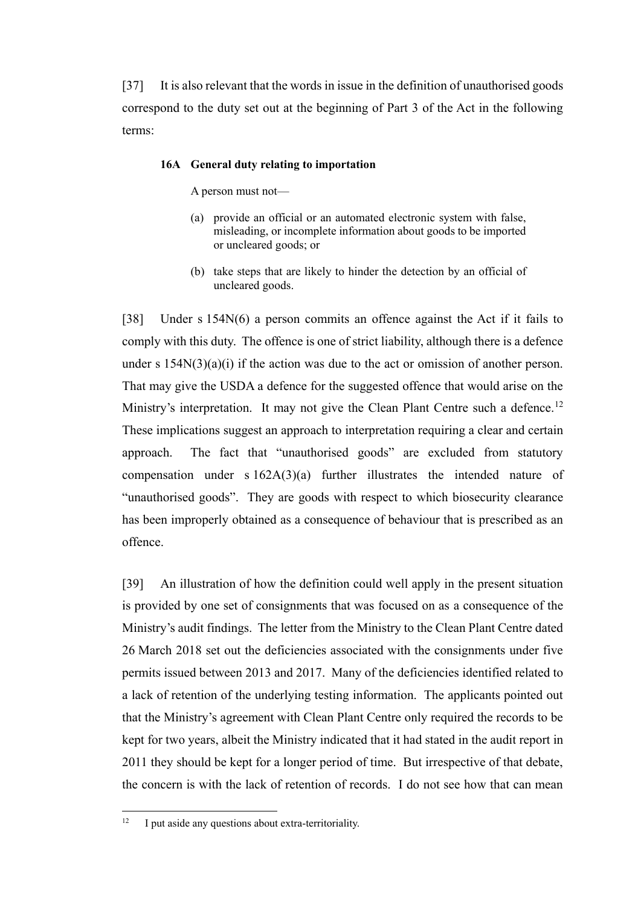[37] It is also relevant that the words in issue in the definition of unauthorised goods correspond to the duty set out at the beginning of Part 3 of the Act in the following terms:

> **16A General duty relating to importation**
>
> A person must not—
>
> (a) provide an official or an automated electronic system with false, misleading, or incomplete information about goods to be imported or uncleared goods; or
>
> (b) take steps that are likely to hinder the detection by an official of uncleared goods.

[38] Under s 154N(6) a person commits an offence against the Act if it fails to comply with this duty. The offence is one of strict liability, although there is a defence under s 154N(3)(a)(i) if the action was due to the act or omission of another person. That may give the USDA a defence for the suggested offence that would arise on the Ministry's interpretation. It may not give the Clean Plant Centre such a defence.[12] These implications suggest an approach to interpretation requiring a clear and certain approach. The fact that "unauthorised goods" are excluded from statutory compensation under s 162A(3)(a) further illustrates the intended nature of "unauthorised goods". They are goods with respect to which biosecurity clearance has been improperly obtained as a consequence of behaviour that is prescribed as an offence.

[39] An illustration of how the definition could well apply in the present situation is provided by one set of consignments that was focused on as a consequence of the Ministry's audit findings. The letter from the Ministry to the Clean Plant Centre dated 26 March 2018 set out the deficiencies associated with the consignments under five permits issued between 2013 and 2017. Many of the deficiencies identified related to a lack of retention of the underlying testing information. The applicants pointed out that the Ministry's agreement with Clean Plant Centre only required the records to be kept for two years, albeit the Ministry indicated that it had stated in the audit report in 2011 they should be kept for a longer period of time. But irrespective of that debate, the concern is with the lack of retention of records. I do not see how that can mean

[12] I put aside any questions about extra-territoriality.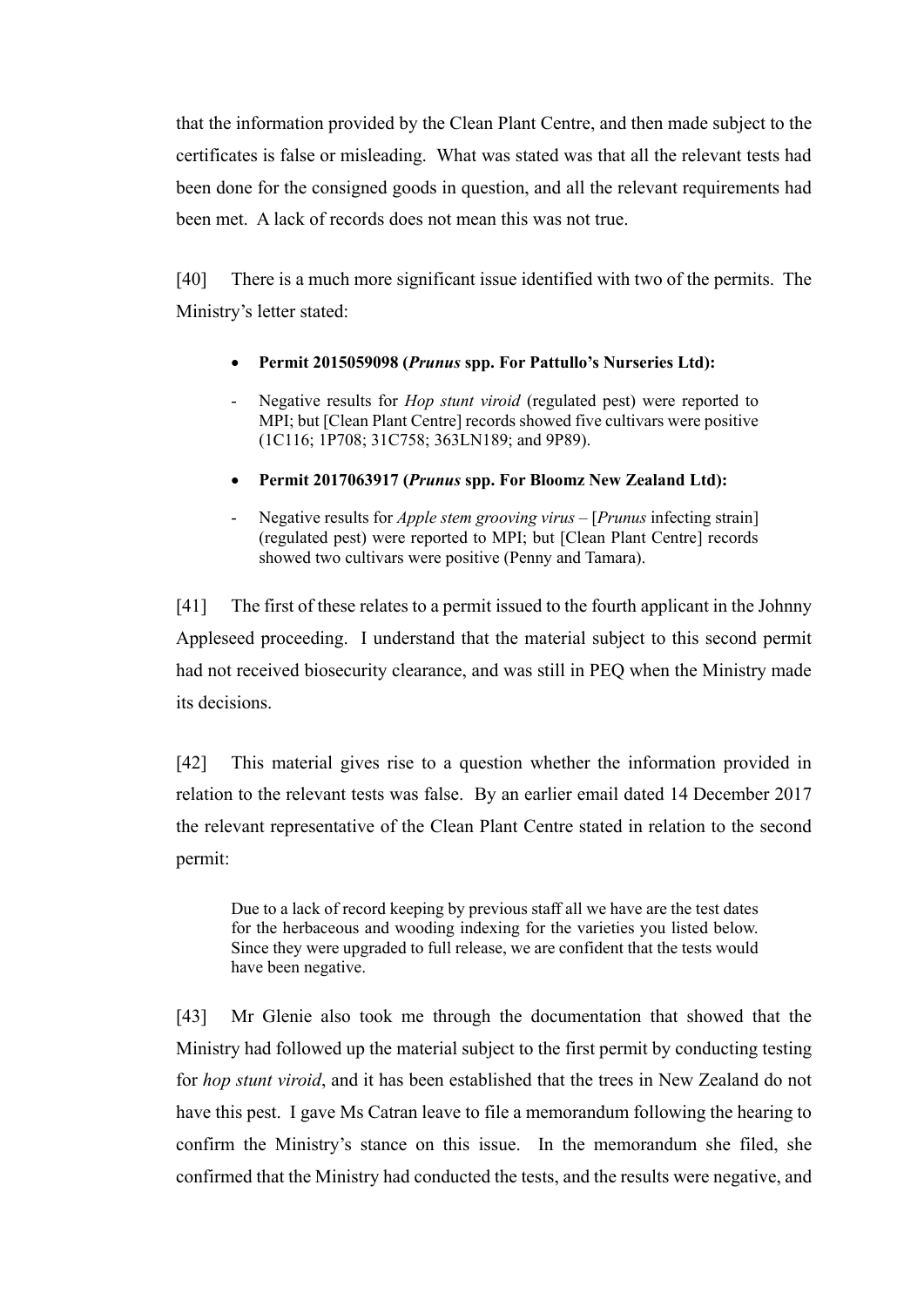that the information provided by the Clean Plant Centre, and then made subject to the certificates is false or misleading. What was stated was that all the relevant tests had been done for the consigned goods in question, and all the relevant requirements had been met. A lack of records does not mean this was not true.

[40] There is a much more significant issue identified with two of the permits. The Ministry's letter stated:

> - **Permit 2015059098 (*Prunus* spp. For Pattullo's Nurseries Ltd):**
>
> - Negative results for *Hop stunt viroid* (regulated pest) were reported to MPI; but [Clean Plant Centre] records showed five cultivars were positive (1C116; 1P708; 31C758; 363LN189; and 9P89).
>
> - **Permit 2017063917 (*Prunus* spp. For Bloomz New Zealand Ltd):**
>
> - Negative results for *Apple stem grooving virus* – [*Prunus* infecting strain] (regulated pest) were reported to MPI; but [Clean Plant Centre] records showed two cultivars were positive (Penny and Tamara).

[41] The first of these relates to a permit issued to the fourth applicant in the Johnny Appleseed proceeding. I understand that the material subject to this second permit had not received biosecurity clearance, and was still in PEQ when the Ministry made its decisions.

[42] This material gives rise to a question whether the information provided in relation to the relevant tests was false. By an earlier email dated 14 December 2017 the relevant representative of the Clean Plant Centre stated in relation to the second permit:

> Due to a lack of record keeping by previous staff all we have are the test dates for the herbaceous and wooding indexing for the varieties you listed below. Since they were upgraded to full release, we are confident that the tests would have been negative.

[43] Mr Glenie also took me through the documentation that showed that the Ministry had followed up the material subject to the first permit by conducting testing for *hop stunt viroid*, and it has been established that the trees in New Zealand do not have this pest. I gave Ms Catran leave to file a memorandum following the hearing to confirm the Ministry's stance on this issue. In the memorandum she filed, she confirmed that the Ministry had conducted the tests, and the results were negative, and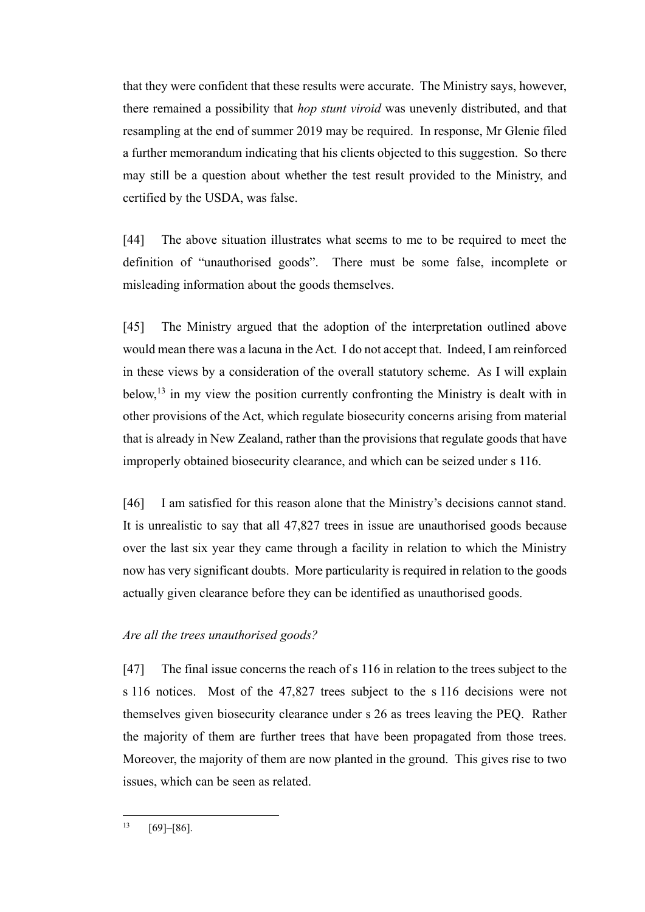that they were confident that these results were accurate. The Ministry says, however, there remained a possibility that *hop stunt viroid* was unevenly distributed, and that resampling at the end of summer 2019 may be required. In response, Mr Glenie filed a further memorandum indicating that his clients objected to this suggestion. So there may still be a question about whether the test result provided to the Ministry, and certified by the USDA, was false.

[44] The above situation illustrates what seems to me to be required to meet the definition of "unauthorised goods". There must be some false, incomplete or misleading information about the goods themselves.

[45] The Ministry argued that the adoption of the interpretation outlined above would mean there was a lacuna in the Act. I do not accept that. Indeed, I am reinforced in these views by a consideration of the overall statutory scheme. As I will explain below,[13] in my view the position currently confronting the Ministry is dealt with in other provisions of the Act, which regulate biosecurity concerns arising from material that is already in New Zealand, rather than the provisions that regulate goods that have improperly obtained biosecurity clearance, and which can be seized under s 116.

[46] I am satisfied for this reason alone that the Ministry's decisions cannot stand. It is unrealistic to say that all 47,827 trees in issue are unauthorised goods because over the last six year they came through a facility in relation to which the Ministry now has very significant doubts. More particularity is required in relation to the goods actually given clearance before they can be identified as unauthorised goods.

*Are all the trees unauthorised goods?*

[47] The final issue concerns the reach of s 116 in relation to the trees subject to the s 116 notices. Most of the 47,827 trees subject to the s 116 decisions were not themselves given biosecurity clearance under s 26 as trees leaving the PEQ. Rather the majority of them are further trees that have been propagated from those trees. Moreover, the majority of them are now planted in the ground. This gives rise to two issues, which can be seen as related.

[13] [69]–[86].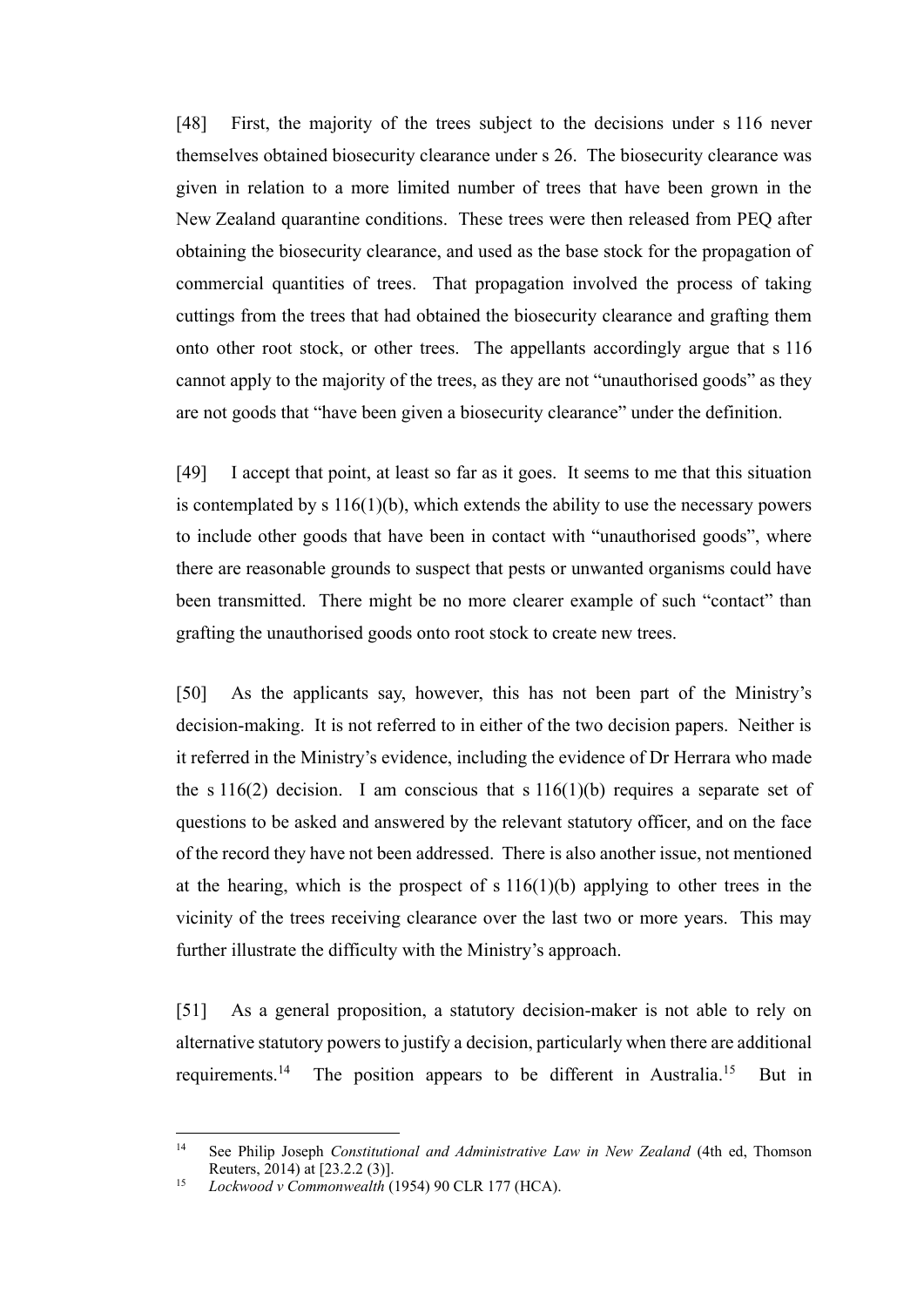[48] First, the majority of the trees subject to the decisions under s 116 never themselves obtained biosecurity clearance under s 26. The biosecurity clearance was given in relation to a more limited number of trees that have been grown in the New Zealand quarantine conditions. These trees were then released from PEQ after obtaining the biosecurity clearance, and used as the base stock for the propagation of commercial quantities of trees. That propagation involved the process of taking cuttings from the trees that had obtained the biosecurity clearance and grafting them onto other root stock, or other trees. The appellants accordingly argue that s 116 cannot apply to the majority of the trees, as they are not "unauthorised goods" as they are not goods that "have been given a biosecurity clearance" under the definition.

[49] I accept that point, at least so far as it goes. It seems to me that this situation is contemplated by s 116(1)(b), which extends the ability to use the necessary powers to include other goods that have been in contact with "unauthorised goods", where there are reasonable grounds to suspect that pests or unwanted organisms could have been transmitted. There might be no more clearer example of such "contact" than grafting the unauthorised goods onto root stock to create new trees.

[50] As the applicants say, however, this has not been part of the Ministry's decision-making. It is not referred to in either of the two decision papers. Neither is it referred in the Ministry's evidence, including the evidence of Dr Herrara who made the s 116(2) decision. I am conscious that s 116(1)(b) requires a separate set of questions to be asked and answered by the relevant statutory officer, and on the face of the record they have not been addressed. There is also another issue, not mentioned at the hearing, which is the prospect of s 116(1)(b) applying to other trees in the vicinity of the trees receiving clearance over the last two or more years. This may further illustrate the difficulty with the Ministry's approach.

[51] As a general proposition, a statutory decision-maker is not able to rely on alternative statutory powers to justify a decision, particularly when there are additional requirements.[14] The position appears to be different in Australia.[15] But in

[14] See Philip Joseph *Constitutional and Administrative Law in New Zealand* (4th ed, Thomson Reuters, 2014) at [23.2.2 (3)].

[15] *Lockwood v Commonwealth* (1954) 90 CLR 177 (HCA).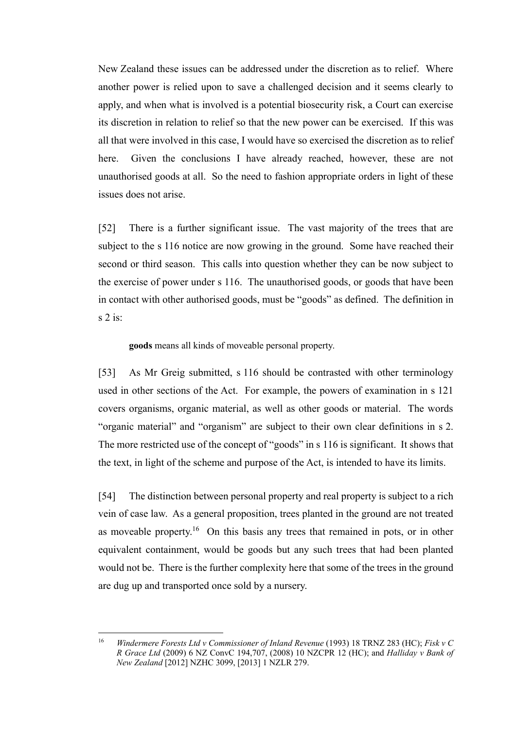New Zealand these issues can be addressed under the discretion as to relief. Where another power is relied upon to save a challenged decision and it seems clearly to apply, and when what is involved is a potential biosecurity risk, a Court can exercise its discretion in relation to relief so that the new power can be exercised. If this was all that were involved in this case, I would have so exercised the discretion as to relief here. Given the conclusions I have already reached, however, these are not unauthorised goods at all. So the need to fashion appropriate orders in light of these issues does not arise.

[52] There is a further significant issue. The vast majority of the trees that are subject to the s 116 notice are now growing in the ground. Some have reached their second or third season. This calls into question whether they can be now subject to the exercise of power under s 116. The unauthorised goods, or goods that have been in contact with other authorised goods, must be "goods" as defined. The definition in s 2 is:

> **goods** means all kinds of moveable personal property.

[53] As Mr Greig submitted, s 116 should be contrasted with other terminology used in other sections of the Act. For example, the powers of examination in s 121 covers organisms, organic material, as well as other goods or material. The words "organic material" and "organism" are subject to their own clear definitions in s 2. The more restricted use of the concept of "goods" in s 116 is significant. It shows that the text, in light of the scheme and purpose of the Act, is intended to have its limits.

[54] The distinction between personal property and real property is subject to a rich vein of case law. As a general proposition, trees planted in the ground are not treated as moveable property.[16] On this basis any trees that remained in pots, or in other equivalent containment, would be goods but any such trees that had been planted would not be. There is the further complexity here that some of the trees in the ground are dug up and transported once sold by a nursery.

---

[16] *Windermere Forests Ltd v Commissioner of Inland Revenue* (1993) 18 TRNZ 283 (HC); *Fisk v C R Grace Ltd* (2009) 6 NZ ConvC 194,707, (2008) 10 NZCPR 12 (HC); and *Halliday v Bank of New Zealand* [2012] NZHC 3099, [2013] 1 NZLR 279.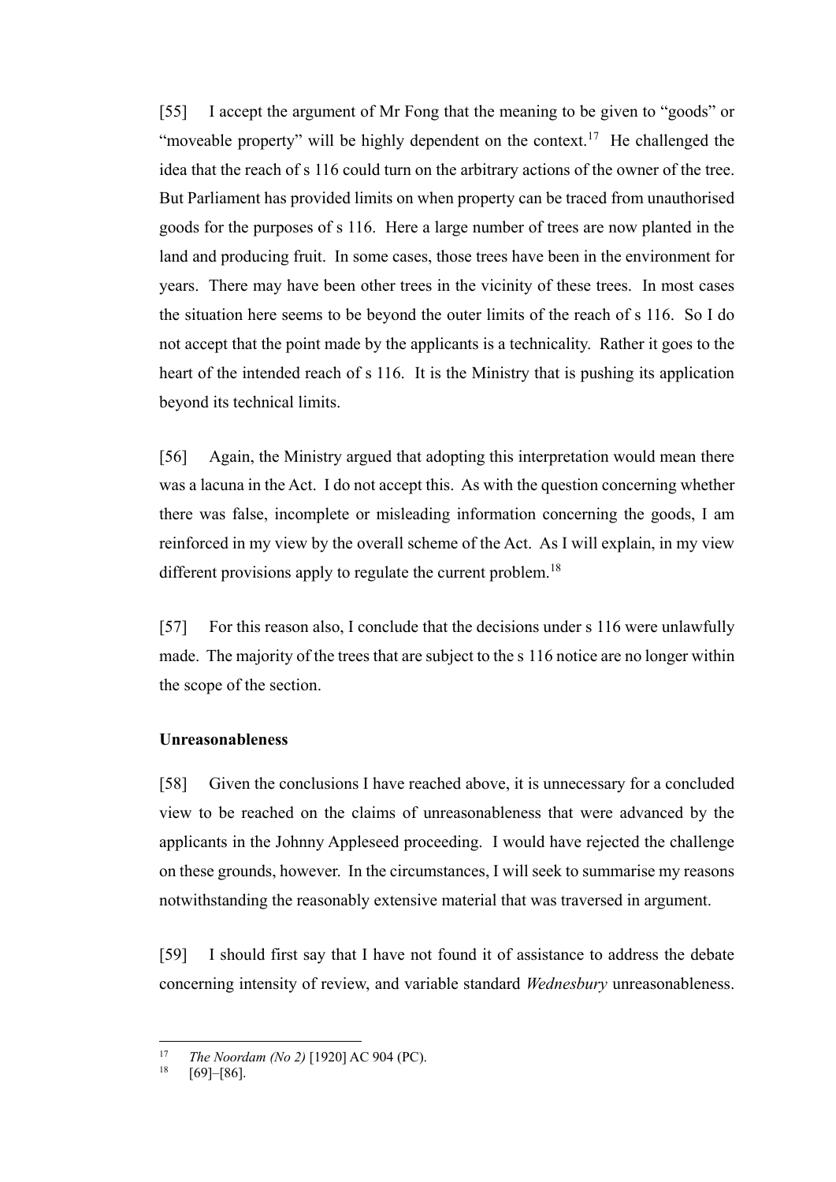[55] I accept the argument of Mr Fong that the meaning to be given to "goods" or "moveable property" will be highly dependent on the context.[17] He challenged the idea that the reach of s 116 could turn on the arbitrary actions of the owner of the tree. But Parliament has provided limits on when property can be traced from unauthorised goods for the purposes of s 116. Here a large number of trees are now planted in the land and producing fruit. In some cases, those trees have been in the environment for years. There may have been other trees in the vicinity of these trees. In most cases the situation here seems to be beyond the outer limits of the reach of s 116. So I do not accept that the point made by the applicants is a technicality. Rather it goes to the heart of the intended reach of s 116. It is the Ministry that is pushing its application beyond its technical limits.

[56] Again, the Ministry argued that adopting this interpretation would mean there was a lacuna in the Act. I do not accept this. As with the question concerning whether there was false, incomplete or misleading information concerning the goods, I am reinforced in my view by the overall scheme of the Act. As I will explain, in my view different provisions apply to regulate the current problem.[18]

[57] For this reason also, I conclude that the decisions under s 116 were unlawfully made. The majority of the trees that are subject to the s 116 notice are no longer within the scope of the section.

**Unreasonableness**

[58] Given the conclusions I have reached above, it is unnecessary for a concluded view to be reached on the claims of unreasonableness that were advanced by the applicants in the Johnny Appleseed proceeding. I would have rejected the challenge on these grounds, however. In the circumstances, I will seek to summarise my reasons notwithstanding the reasonably extensive material that was traversed in argument.

[59] I should first say that I have not found it of assistance to address the debate concerning intensity of review, and variable standard *Wednesbury* unreasonableness.

---

[17] *The Noordam (No 2)* [1920] AC 904 (PC).

[18] [69]–[86].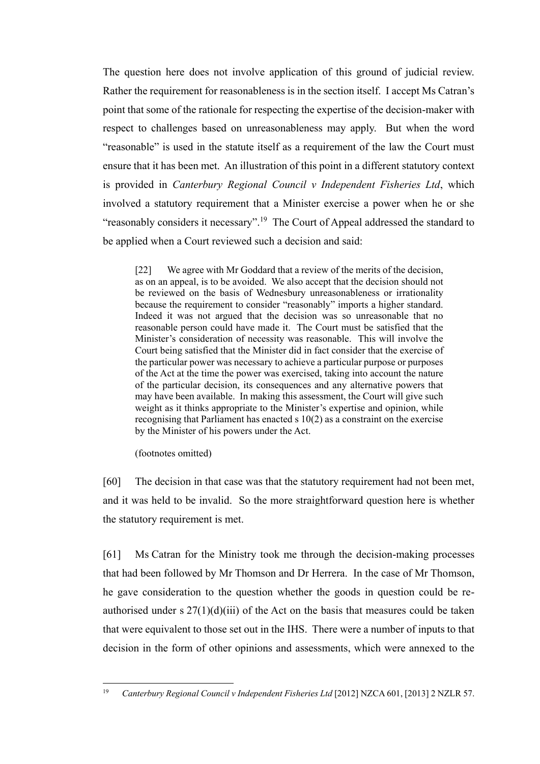The question here does not involve application of this ground of judicial review. Rather the requirement for reasonableness is in the section itself. I accept Ms Catran's point that some of the rationale for respecting the expertise of the decision-maker with respect to challenges based on unreasonableness may apply. But when the word "reasonable" is used in the statute itself as a requirement of the law the Court must ensure that it has been met. An illustration of this point in a different statutory context is provided in *Canterbury Regional Council v Independent Fisheries Ltd*, which involved a statutory requirement that a Minister exercise a power when he or she "reasonably considers it necessary".[19] The Court of Appeal addressed the standard to be applied when a Court reviewed such a decision and said:

> [22] We agree with Mr Goddard that a review of the merits of the decision, as on an appeal, is to be avoided. We also accept that the decision should not be reviewed on the basis of Wednesbury unreasonableness or irrationality because the requirement to consider "reasonably" imports a higher standard. Indeed it was not argued that the decision was so unreasonable that no reasonable person could have made it. The Court must be satisfied that the Minister's consideration of necessity was reasonable. This will involve the Court being satisfied that the Minister did in fact consider that the exercise of the particular power was necessary to achieve a particular purpose or purposes of the Act at the time the power was exercised, taking into account the nature of the particular decision, its consequences and any alternative powers that may have been available. In making this assessment, the Court will give such weight as it thinks appropriate to the Minister's expertise and opinion, while recognising that Parliament has enacted s 10(2) as a constraint on the exercise by the Minister of his powers under the Act.
>
> (footnotes omitted)

[60] The decision in that case was that the statutory requirement had not been met, and it was held to be invalid. So the more straightforward question here is whether the statutory requirement is met.

[61] Ms Catran for the Ministry took me through the decision-making processes that had been followed by Mr Thomson and Dr Herrera. In the case of Mr Thomson, he gave consideration to the question whether the goods in question could be re-authorised under s 27(1)(d)(iii) of the Act on the basis that measures could be taken that were equivalent to those set out in the IHS. There were a number of inputs to that decision in the form of other opinions and assessments, which were annexed to the

---

[19] *Canterbury Regional Council v Independent Fisheries Ltd* [2012] NZCA 601, [2013] 2 NZLR 57.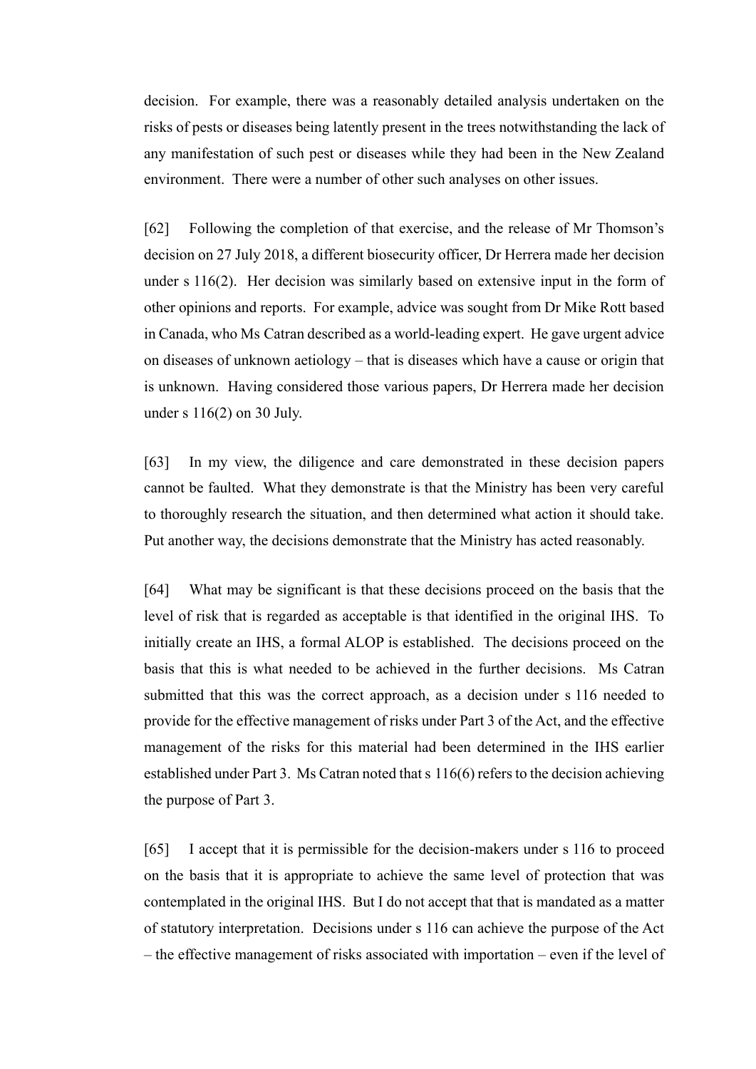decision. For example, there was a reasonably detailed analysis undertaken on the risks of pests or diseases being latently present in the trees notwithstanding the lack of any manifestation of such pest or diseases while they had been in the New Zealand environment. There were a number of other such analyses on other issues.

[62] Following the completion of that exercise, and the release of Mr Thomson's decision on 27 July 2018, a different biosecurity officer, Dr Herrera made her decision under s 116(2). Her decision was similarly based on extensive input in the form of other opinions and reports. For example, advice was sought from Dr Mike Rott based in Canada, who Ms Catran described as a world-leading expert. He gave urgent advice on diseases of unknown aetiology – that is diseases which have a cause or origin that is unknown. Having considered those various papers, Dr Herrera made her decision under s 116(2) on 30 July.

[63] In my view, the diligence and care demonstrated in these decision papers cannot be faulted. What they demonstrate is that the Ministry has been very careful to thoroughly research the situation, and then determined what action it should take. Put another way, the decisions demonstrate that the Ministry has acted reasonably.

[64] What may be significant is that these decisions proceed on the basis that the level of risk that is regarded as acceptable is that identified in the original IHS. To initially create an IHS, a formal ALOP is established. The decisions proceed on the basis that this is what needed to be achieved in the further decisions. Ms Catran submitted that this was the correct approach, as a decision under s 116 needed to provide for the effective management of risks under Part 3 of the Act, and the effective management of the risks for this material had been determined in the IHS earlier established under Part 3. Ms Catran noted that s 116(6) refers to the decision achieving the purpose of Part 3.

[65] I accept that it is permissible for the decision-makers under s 116 to proceed on the basis that it is appropriate to achieve the same level of protection that was contemplated in the original IHS. But I do not accept that that is mandated as a matter of statutory interpretation. Decisions under s 116 can achieve the purpose of the Act – the effective management of risks associated with importation – even if the level of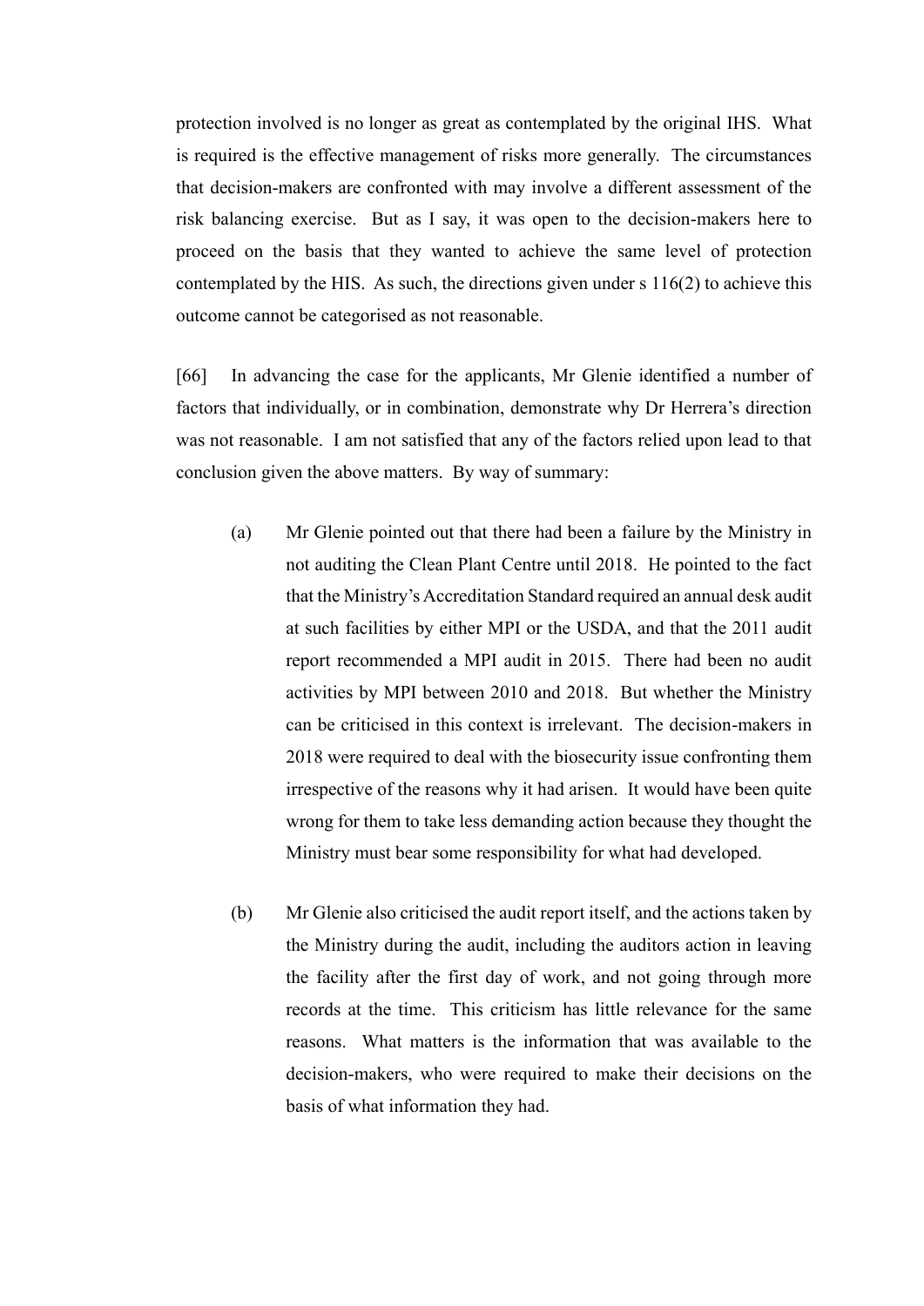protection involved is no longer as great as contemplated by the original IHS. What is required is the effective management of risks more generally. The circumstances that decision-makers are confronted with may involve a different assessment of the risk balancing exercise. But as I say, it was open to the decision-makers here to proceed on the basis that they wanted to achieve the same level of protection contemplated by the HIS. As such, the directions given under s 116(2) to achieve this outcome cannot be categorised as not reasonable.

[66] In advancing the case for the applicants, Mr Glenie identified a number of factors that individually, or in combination, demonstrate why Dr Herrera's direction was not reasonable. I am not satisfied that any of the factors relied upon lead to that conclusion given the above matters. By way of summary:

(a) Mr Glenie pointed out that there had been a failure by the Ministry in not auditing the Clean Plant Centre until 2018. He pointed to the fact that the Ministry's Accreditation Standard required an annual desk audit at such facilities by either MPI or the USDA, and that the 2011 audit report recommended a MPI audit in 2015. There had been no audit activities by MPI between 2010 and 2018. But whether the Ministry can be criticised in this context is irrelevant. The decision-makers in 2018 were required to deal with the biosecurity issue confronting them irrespective of the reasons why it had arisen. It would have been quite wrong for them to take less demanding action because they thought the Ministry must bear some responsibility for what had developed.

(b) Mr Glenie also criticised the audit report itself, and the actions taken by the Ministry during the audit, including the auditors action in leaving the facility after the first day of work, and not going through more records at the time. This criticism has little relevance for the same reasons. What matters is the information that was available to the decision-makers, who were required to make their decisions on the basis of what information they had.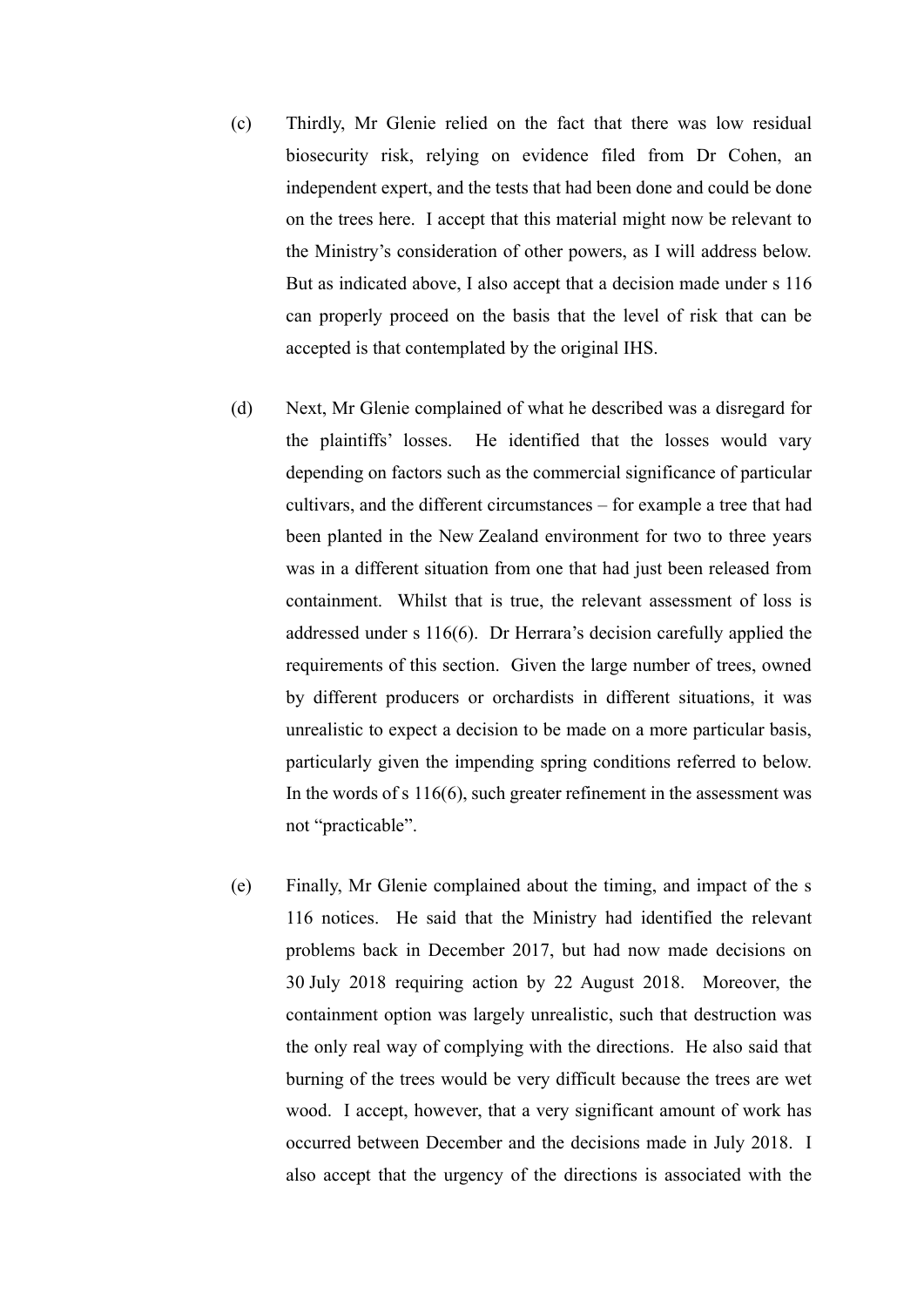(c) Thirdly, Mr Glenie relied on the fact that there was low residual biosecurity risk, relying on evidence filed from Dr Cohen, an independent expert, and the tests that had been done and could be done on the trees here. I accept that this material might now be relevant to the Ministry's consideration of other powers, as I will address below. But as indicated above, I also accept that a decision made under s 116 can properly proceed on the basis that the level of risk that can be accepted is that contemplated by the original IHS.

(d) Next, Mr Glenie complained of what he described was a disregard for the plaintiffs' losses. He identified that the losses would vary depending on factors such as the commercial significance of particular cultivars, and the different circumstances – for example a tree that had been planted in the New Zealand environment for two to three years was in a different situation from one that had just been released from containment. Whilst that is true, the relevant assessment of loss is addressed under s 116(6). Dr Herrara's decision carefully applied the requirements of this section. Given the large number of trees, owned by different producers or orchardists in different situations, it was unrealistic to expect a decision to be made on a more particular basis, particularly given the impending spring conditions referred to below. In the words of s 116(6), such greater refinement in the assessment was not "practicable".

(e) Finally, Mr Glenie complained about the timing, and impact of the s 116 notices. He said that the Ministry had identified the relevant problems back in December 2017, but had now made decisions on 30 July 2018 requiring action by 22 August 2018. Moreover, the containment option was largely unrealistic, such that destruction was the only real way of complying with the directions. He also said that burning of the trees would be very difficult because the trees are wet wood. I accept, however, that a very significant amount of work has occurred between December and the decisions made in July 2018. I also accept that the urgency of the directions is associated with the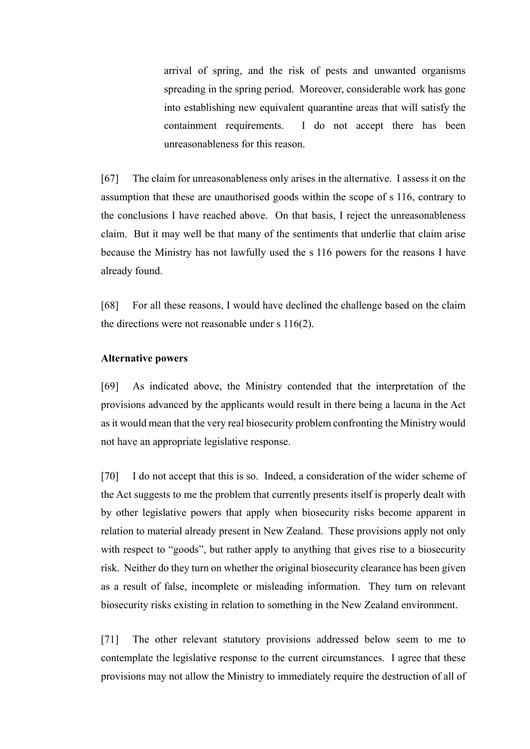> arrival of spring, and the risk of pests and unwanted organisms spreading in the spring period. Moreover, considerable work has gone into establishing new equivalent quarantine areas that will satisfy the containment requirements. I do not accept there has been unreasonableness for this reason.

[67] The claim for unreasonableness only arises in the alternative. I assess it on the assumption that these are unauthorised goods within the scope of s 116, contrary to the conclusions I have reached above. On that basis, I reject the unreasonableness claim. But it may well be that many of the sentiments that underlie that claim arise because the Ministry has not lawfully used the s 116 powers for the reasons I have already found.

[68] For all these reasons, I would have declined the challenge based on the claim the directions were not reasonable under s 116(2).

**Alternative powers**

[69] As indicated above, the Ministry contended that the interpretation of the provisions advanced by the applicants would result in there being a lacuna in the Act as it would mean that the very real biosecurity problem confronting the Ministry would not have an appropriate legislative response.

[70] I do not accept that this is so. Indeed, a consideration of the wider scheme of the Act suggests to me the problem that currently presents itself is properly dealt with by other legislative powers that apply when biosecurity risks become apparent in relation to material already present in New Zealand. These provisions apply not only with respect to "goods", but rather apply to anything that gives rise to a biosecurity risk. Neither do they turn on whether the original biosecurity clearance has been given as a result of false, incomplete or misleading information. They turn on relevant biosecurity risks existing in relation to something in the New Zealand environment.

[71] The other relevant statutory provisions addressed below seem to me to contemplate the legislative response to the current circumstances. I agree that these provisions may not allow the Ministry to immediately require the destruction of all of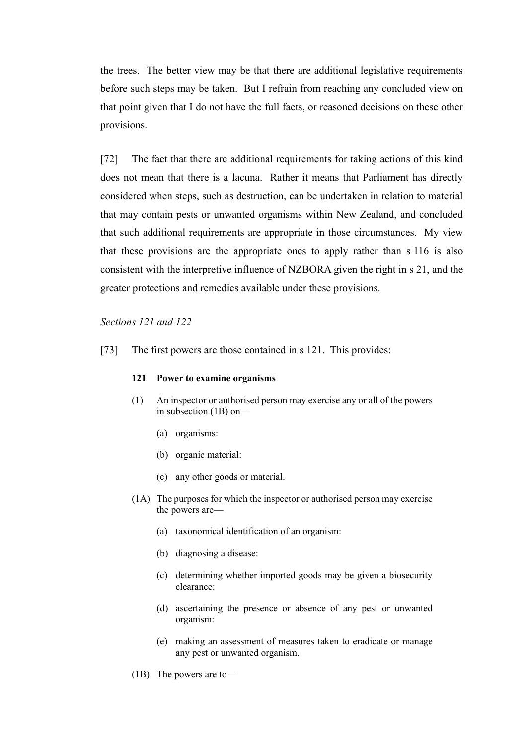the trees. The better view may be that there are additional legislative requirements before such steps may be taken. But I refrain from reaching any concluded view on that point given that I do not have the full facts, or reasoned decisions on these other provisions.

[72] The fact that there are additional requirements for taking actions of this kind does not mean that there is a lacuna. Rather it means that Parliament has directly considered when steps, such as destruction, can be undertaken in relation to material that may contain pests or unwanted organisms within New Zealand, and concluded that such additional requirements are appropriate in those circumstances. My view that these provisions are the appropriate ones to apply rather than s 116 is also consistent with the interpretive influence of NZBORA given the right in s 21, and the greater protections and remedies available under these provisions.

*Sections 121 and 122*

[73] The first powers are those contained in s 121. This provides:

> **121 Power to examine organisms**
>
> (1) An inspector or authorised person may exercise any or all of the powers in subsection (1B) on—
>
> (a) organisms:
>
> (b) organic material:
>
> (c) any other goods or material.
>
> (1A) The purposes for which the inspector or authorised person may exercise the powers are—
>
> (a) taxonomical identification of an organism:
>
> (b) diagnosing a disease:
>
> (c) determining whether imported goods may be given a biosecurity clearance:
>
> (d) ascertaining the presence or absence of any pest or unwanted organism:
>
> (e) making an assessment of measures taken to eradicate or manage any pest or unwanted organism.
>
> (1B) The powers are to—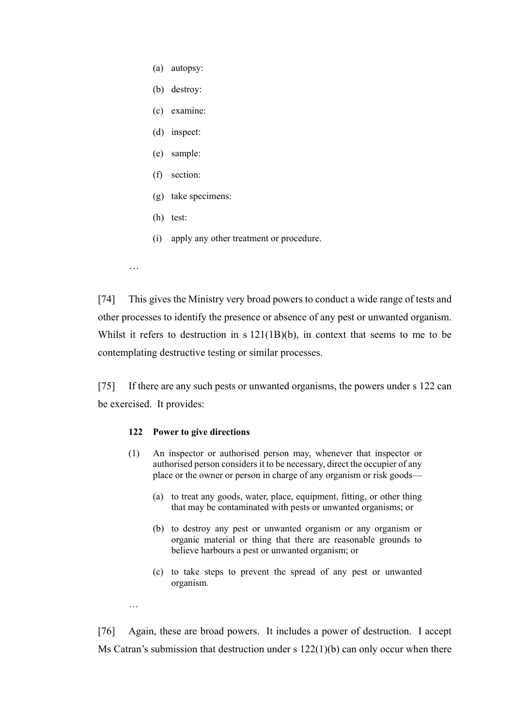(a) autopsy:

(b) destroy:

(c) examine:

(d) inspect:

(e) sample:

(f) section:

(g) take specimens:

(h) test:

(i) apply any other treatment or procedure.

…

[74] This gives the Ministry very broad powers to conduct a wide range of tests and other processes to identify the presence or absence of any pest or unwanted organism. Whilst it refers to destruction in s 121(1B)(b), in context that seems to me to be contemplating destructive testing or similar processes.

[75] If there are any such pests or unwanted organisms, the powers under s 122 can be exercised. It provides:

> **122 Power to give directions**
>
> (1) An inspector or authorised person may, whenever that inspector or authorised person considers it to be necessary, direct the occupier of any place or the owner or person in charge of any organism or risk goods—
>
> (a) to treat any goods, water, place, equipment, fitting, or other thing that may be contaminated with pests or unwanted organisms; or
>
> (b) to destroy any pest or unwanted organism or any organism or organic material or thing that there are reasonable grounds to believe harbours a pest or unwanted organism; or
>
> (c) to take steps to prevent the spread of any pest or unwanted organism.
>
> …

[76] Again, these are broad powers. It includes a power of destruction. I accept Ms Catran's submission that destruction under s 122(1)(b) can only occur when there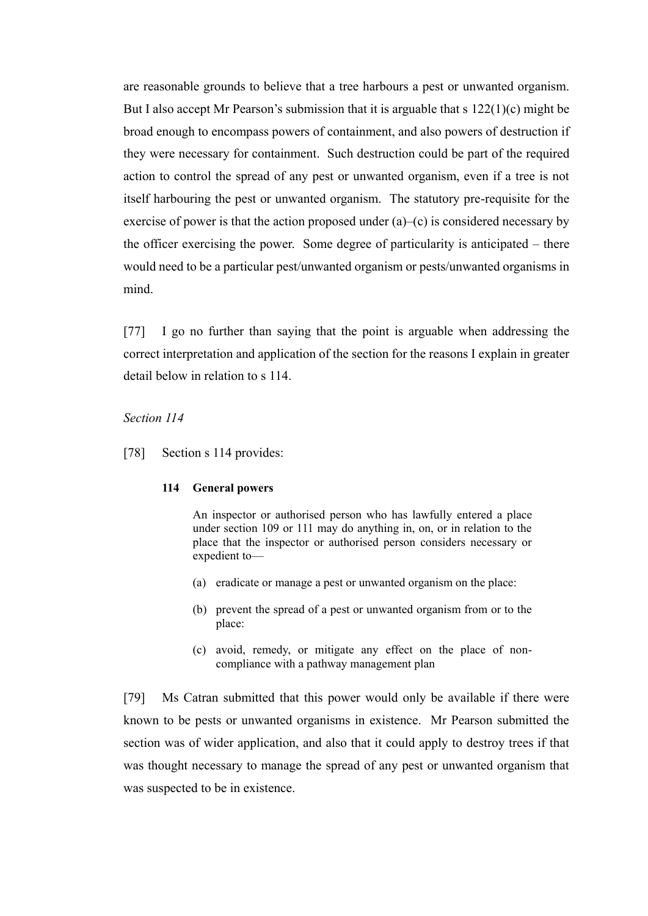are reasonable grounds to believe that a tree harbours a pest or unwanted organism. But I also accept Mr Pearson's submission that it is arguable that s 122(1)(c) might be broad enough to encompass powers of containment, and also powers of destruction if they were necessary for containment. Such destruction could be part of the required action to control the spread of any pest or unwanted organism, even if a tree is not itself harbouring the pest or unwanted organism. The statutory pre-requisite for the exercise of power is that the action proposed under (a)–(c) is considered necessary by the officer exercising the power. Some degree of particularity is anticipated – there would need to be a particular pest/unwanted organism or pests/unwanted organisms in mind.

[77] I go no further than saying that the point is arguable when addressing the correct interpretation and application of the section for the reasons I explain in greater detail below in relation to s 114.

*Section 114*

[78] Section s 114 provides:

> **114 General powers**
>
> An inspector or authorised person who has lawfully entered a place under section 109 or 111 may do anything in, on, or in relation to the place that the inspector or authorised person considers necessary or expedient to—
>
> (a) eradicate or manage a pest or unwanted organism on the place:
>
> (b) prevent the spread of a pest or unwanted organism from or to the place:
>
> (c) avoid, remedy, or mitigate any effect on the place of non-compliance with a pathway management plan

[79] Ms Catran submitted that this power would only be available if there were known to be pests or unwanted organisms in existence. Mr Pearson submitted the section was of wider application, and also that it could apply to destroy trees if that was thought necessary to manage the spread of any pest or unwanted organism that was suspected to be in existence.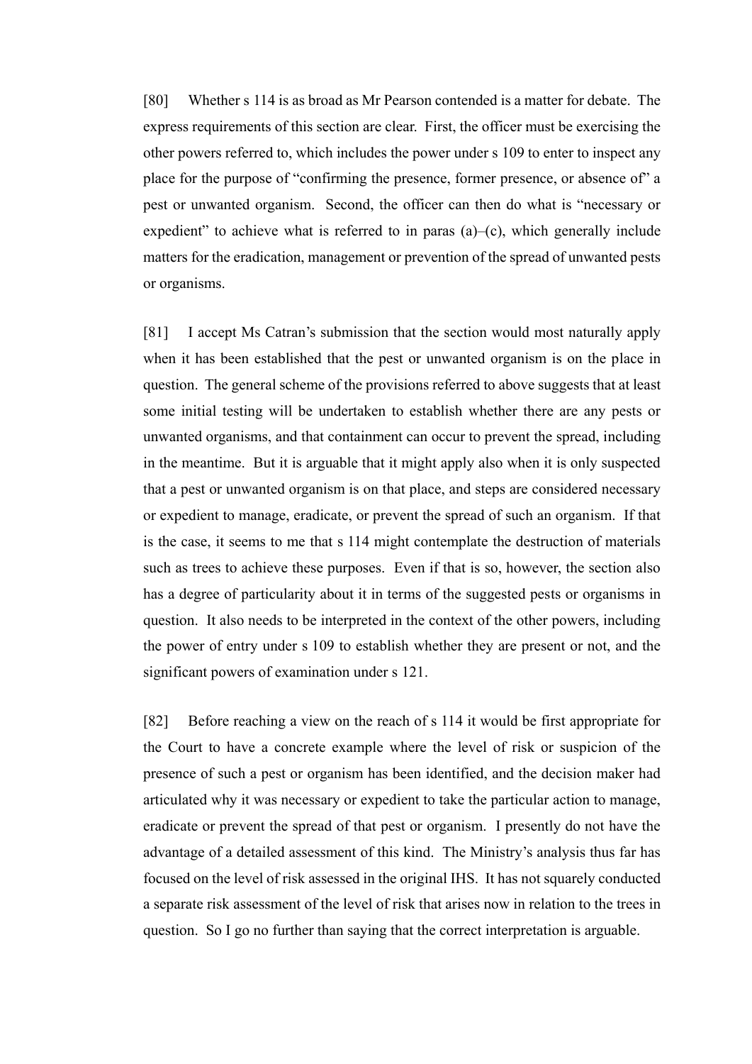[80] Whether s 114 is as broad as Mr Pearson contended is a matter for debate. The express requirements of this section are clear. First, the officer must be exercising the other powers referred to, which includes the power under s 109 to enter to inspect any place for the purpose of "confirming the presence, former presence, or absence of" a pest or unwanted organism. Second, the officer can then do what is "necessary or expedient" to achieve what is referred to in paras (a)–(c), which generally include matters for the eradication, management or prevention of the spread of unwanted pests or organisms.

[81] I accept Ms Catran's submission that the section would most naturally apply when it has been established that the pest or unwanted organism is on the place in question. The general scheme of the provisions referred to above suggests that at least some initial testing will be undertaken to establish whether there are any pests or unwanted organisms, and that containment can occur to prevent the spread, including in the meantime. But it is arguable that it might apply also when it is only suspected that a pest or unwanted organism is on that place, and steps are considered necessary or expedient to manage, eradicate, or prevent the spread of such an organism. If that is the case, it seems to me that s 114 might contemplate the destruction of materials such as trees to achieve these purposes. Even if that is so, however, the section also has a degree of particularity about it in terms of the suggested pests or organisms in question. It also needs to be interpreted in the context of the other powers, including the power of entry under s 109 to establish whether they are present or not, and the significant powers of examination under s 121.

[82] Before reaching a view on the reach of s 114 it would be first appropriate for the Court to have a concrete example where the level of risk or suspicion of the presence of such a pest or organism has been identified, and the decision maker had articulated why it was necessary or expedient to take the particular action to manage, eradicate or prevent the spread of that pest or organism. I presently do not have the advantage of a detailed assessment of this kind. The Ministry's analysis thus far has focused on the level of risk assessed in the original IHS. It has not squarely conducted a separate risk assessment of the level of risk that arises now in relation to the trees in question. So I go no further than saying that the correct interpretation is arguable.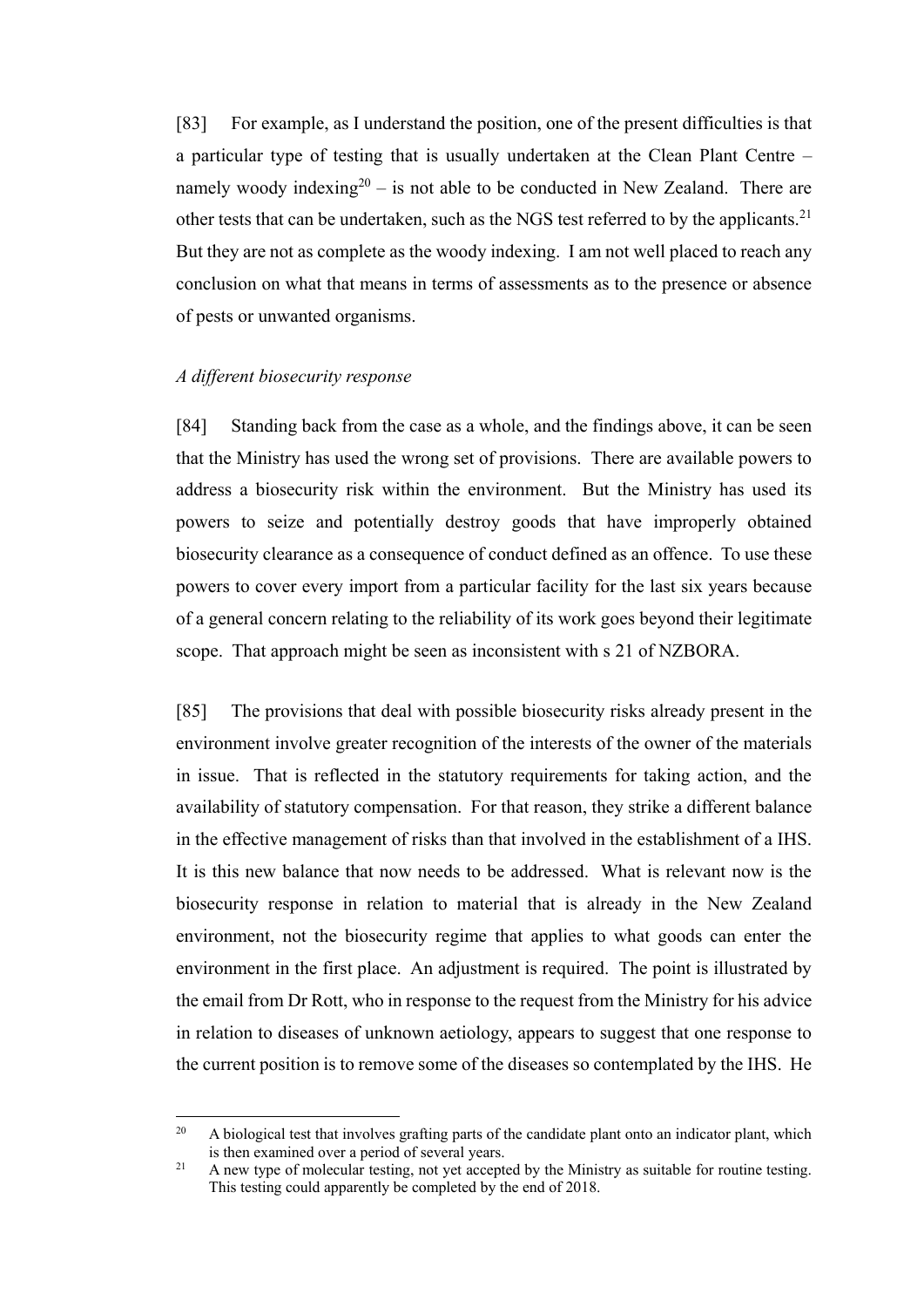[83] For example, as I understand the position, one of the present difficulties is that a particular type of testing that is usually undertaken at the Clean Plant Centre – namely woody indexing[20] – is not able to be conducted in New Zealand. There are other tests that can be undertaken, such as the NGS test referred to by the applicants.[21] But they are not as complete as the woody indexing. I am not well placed to reach any conclusion on what that means in terms of assessments as to the presence or absence of pests or unwanted organisms.

*A different biosecurity response*

[84] Standing back from the case as a whole, and the findings above, it can be seen that the Ministry has used the wrong set of provisions. There are available powers to address a biosecurity risk within the environment. But the Ministry has used its powers to seize and potentially destroy goods that have improperly obtained biosecurity clearance as a consequence of conduct defined as an offence. To use these powers to cover every import from a particular facility for the last six years because of a general concern relating to the reliability of its work goes beyond their legitimate scope. That approach might be seen as inconsistent with s 21 of NZBORA.

[85] The provisions that deal with possible biosecurity risks already present in the environment involve greater recognition of the interests of the owner of the materials in issue. That is reflected in the statutory requirements for taking action, and the availability of statutory compensation. For that reason, they strike a different balance in the effective management of risks than that involved in the establishment of a IHS. It is this new balance that now needs to be addressed. What is relevant now is the biosecurity response in relation to material that is already in the New Zealand environment, not the biosecurity regime that applies to what goods can enter the environment in the first place. An adjustment is required. The point is illustrated by the email from Dr Rott, who in response to the request from the Ministry for his advice in relation to diseases of unknown aetiology, appears to suggest that one response to the current position is to remove some of the diseases so contemplated by the IHS. He

---

[20] A biological test that involves grafting parts of the candidate plant onto an indicator plant, which is then examined over a period of several years.

[21] A new type of molecular testing, not yet accepted by the Ministry as suitable for routine testing. This testing could apparently be completed by the end of 2018.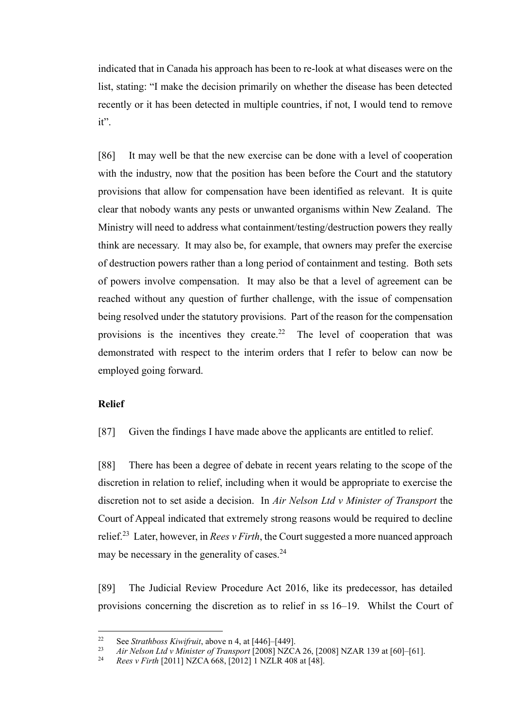indicated that in Canada his approach has been to re-look at what diseases were on the list, stating: "I make the decision primarily on whether the disease has been detected recently or it has been detected in multiple countries, if not, I would tend to remove it".

[86] It may well be that the new exercise can be done with a level of cooperation with the industry, now that the position has been before the Court and the statutory provisions that allow for compensation have been identified as relevant. It is quite clear that nobody wants any pests or unwanted organisms within New Zealand. The Ministry will need to address what containment/testing/destruction powers they really think are necessary. It may also be, for example, that owners may prefer the exercise of destruction powers rather than a long period of containment and testing. Both sets of powers involve compensation. It may also be that a level of agreement can be reached without any question of further challenge, with the issue of compensation being resolved under the statutory provisions. Part of the reason for the compensation provisions is the incentives they create.[22] The level of cooperation that was demonstrated with respect to the interim orders that I refer to below can now be employed going forward.

**Relief**

[87] Given the findings I have made above the applicants are entitled to relief.

[88] There has been a degree of debate in recent years relating to the scope of the discretion in relation to relief, including when it would be appropriate to exercise the discretion not to set aside a decision. In *Air Nelson Ltd v Minister of Transport* the Court of Appeal indicated that extremely strong reasons would be required to decline relief.[23] Later, however, in *Rees v Firth*, the Court suggested a more nuanced approach may be necessary in the generality of cases.[24]

[89] The Judicial Review Procedure Act 2016, like its predecessor, has detailed provisions concerning the discretion as to relief in ss 16–19. Whilst the Court of

---

[22] See *Strathboss Kiwifruit*, above n 4, at [446]–[449].

[23] *Air Nelson Ltd v Minister of Transport* [2008] NZCA 26, [2008] NZAR 139 at [60]–[61].

[24] *Rees v Firth* [2011] NZCA 668, [2012] 1 NZLR 408 at [48].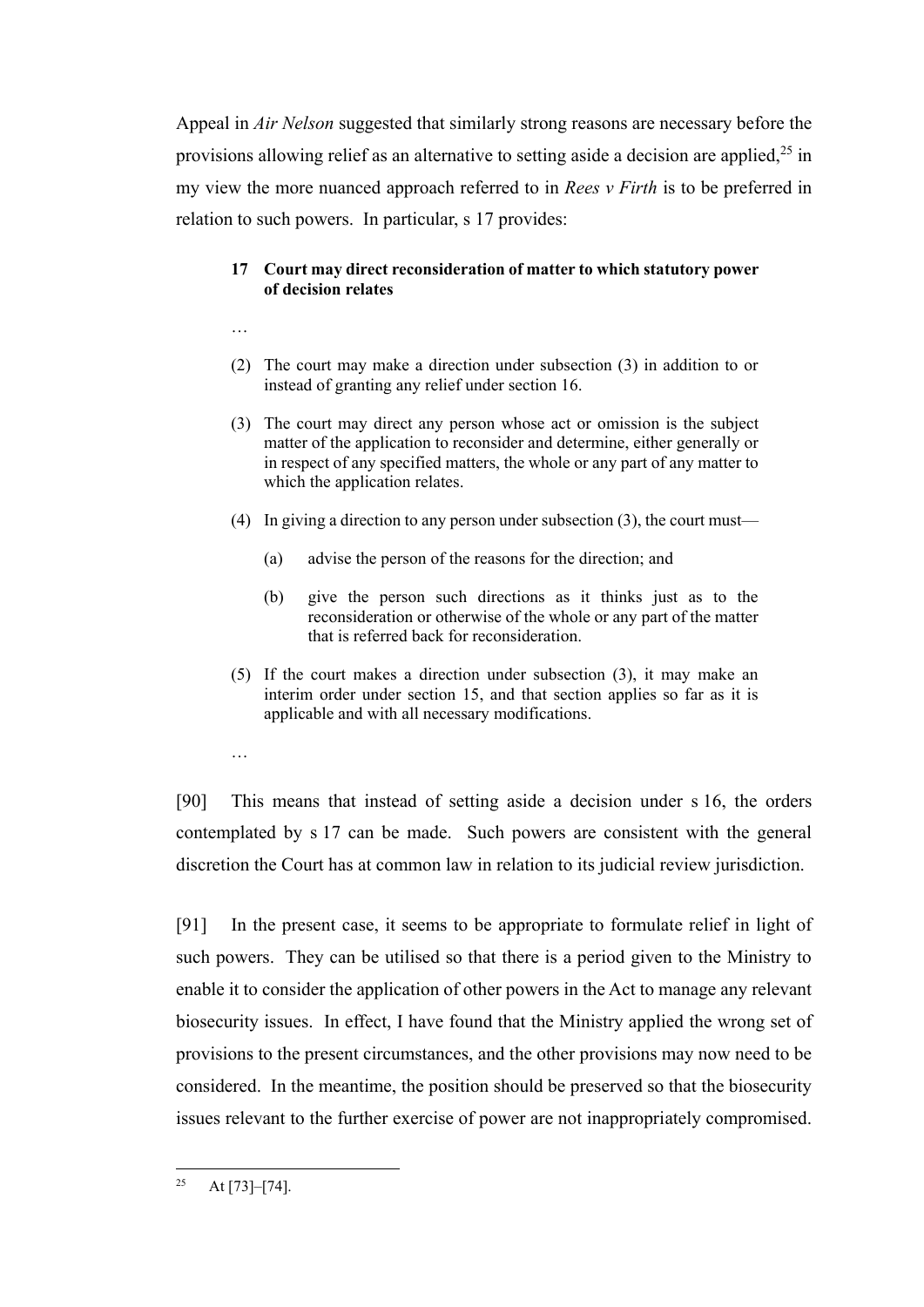Appeal in *Air Nelson* suggested that similarly strong reasons are necessary before the provisions allowing relief as an alternative to setting aside a decision are applied,[25] in my view the more nuanced approach referred to in *Rees v Firth* is to be preferred in relation to such powers. In particular, s 17 provides:

> **17 Court may direct reconsideration of matter to which statutory power of decision relates**
>
> …
>
> (2) The court may make a direction under subsection (3) in addition to or instead of granting any relief under section 16.
>
> (3) The court may direct any person whose act or omission is the subject matter of the application to reconsider and determine, either generally or in respect of any specified matters, the whole or any part of any matter to which the application relates.
>
> (4) In giving a direction to any person under subsection (3), the court must—
>
> (a) advise the person of the reasons for the direction; and
>
> (b) give the person such directions as it thinks just as to the reconsideration or otherwise of the whole or any part of the matter that is referred back for reconsideration.
>
> (5) If the court makes a direction under subsection (3), it may make an interim order under section 15, and that section applies so far as it is applicable and with all necessary modifications.
>
> …

[90] This means that instead of setting aside a decision under s 16, the orders contemplated by s 17 can be made. Such powers are consistent with the general discretion the Court has at common law in relation to its judicial review jurisdiction.

[91] In the present case, it seems to be appropriate to formulate relief in light of such powers. They can be utilised so that there is a period given to the Ministry to enable it to consider the application of other powers in the Act to manage any relevant biosecurity issues. In effect, I have found that the Ministry applied the wrong set of provisions to the present circumstances, and the other provisions may now need to be considered. In the meantime, the position should be preserved so that the biosecurity issues relevant to the further exercise of power are not inappropriately compromised.

---

[25] At [73]–[74].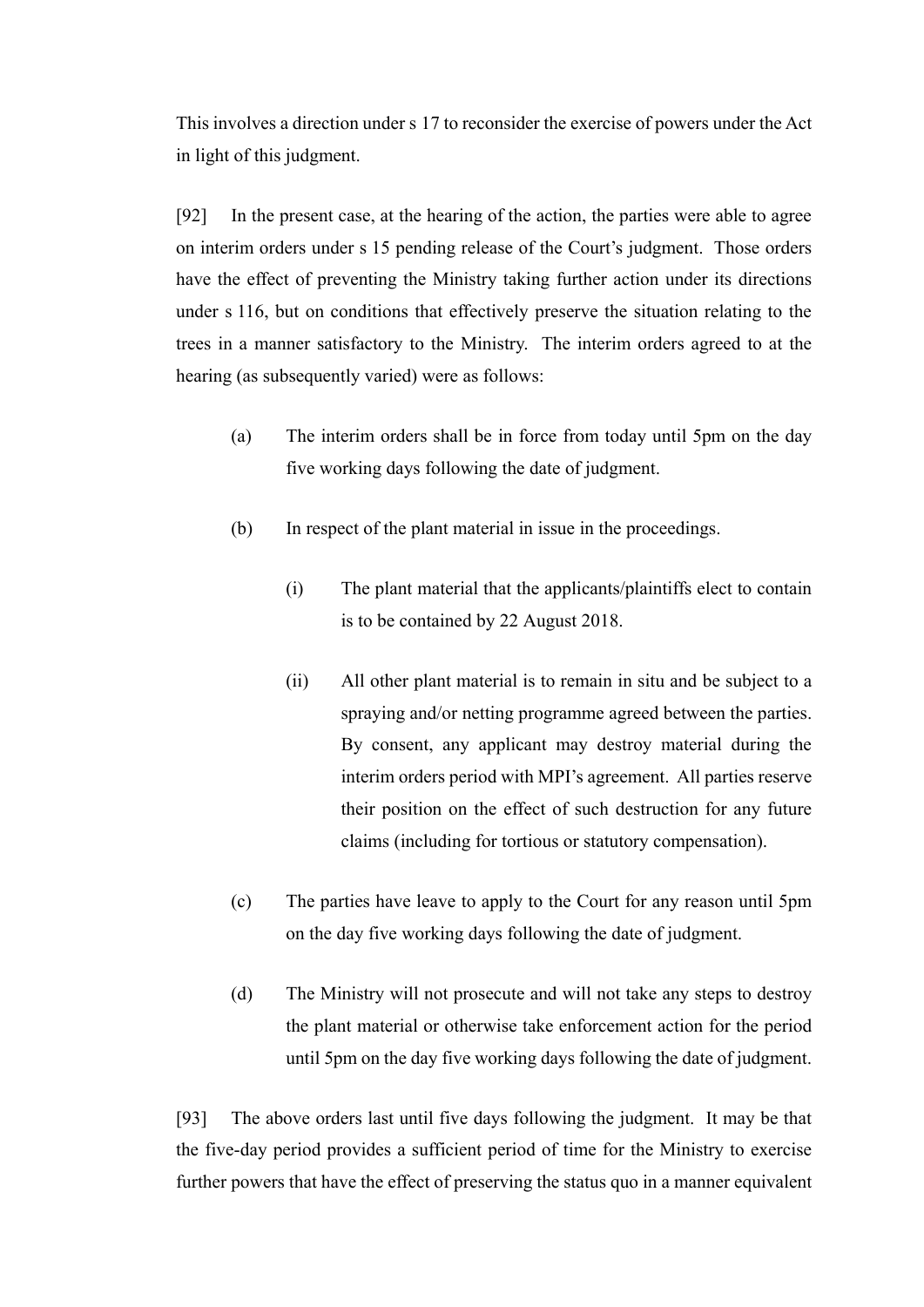This involves a direction under s 17 to reconsider the exercise of powers under the Act in light of this judgment.

[92] In the present case, at the hearing of the action, the parties were able to agree on interim orders under s 15 pending release of the Court's judgment. Those orders have the effect of preventing the Ministry taking further action under its directions under s 116, but on conditions that effectively preserve the situation relating to the trees in a manner satisfactory to the Ministry. The interim orders agreed to at the hearing (as subsequently varied) were as follows:

> (a) The interim orders shall be in force from today until 5pm on the day five working days following the date of judgment.
>
> (b) In respect of the plant material in issue in the proceedings.
>
> > (i) The plant material that the applicants/plaintiffs elect to contain is to be contained by 22 August 2018.
> >
> > (ii) All other plant material is to remain in situ and be subject to a spraying and/or netting programme agreed between the parties. By consent, any applicant may destroy material during the interim orders period with MPI's agreement. All parties reserve their position on the effect of such destruction for any future claims (including for tortious or statutory compensation).
>
> (c) The parties have leave to apply to the Court for any reason until 5pm on the day five working days following the date of judgment.
>
> (d) The Ministry will not prosecute and will not take any steps to destroy the plant material or otherwise take enforcement action for the period until 5pm on the day five working days following the date of judgment.

[93] The above orders last until five days following the judgment. It may be that the five-day period provides a sufficient period of time for the Ministry to exercise further powers that have the effect of preserving the status quo in a manner equivalent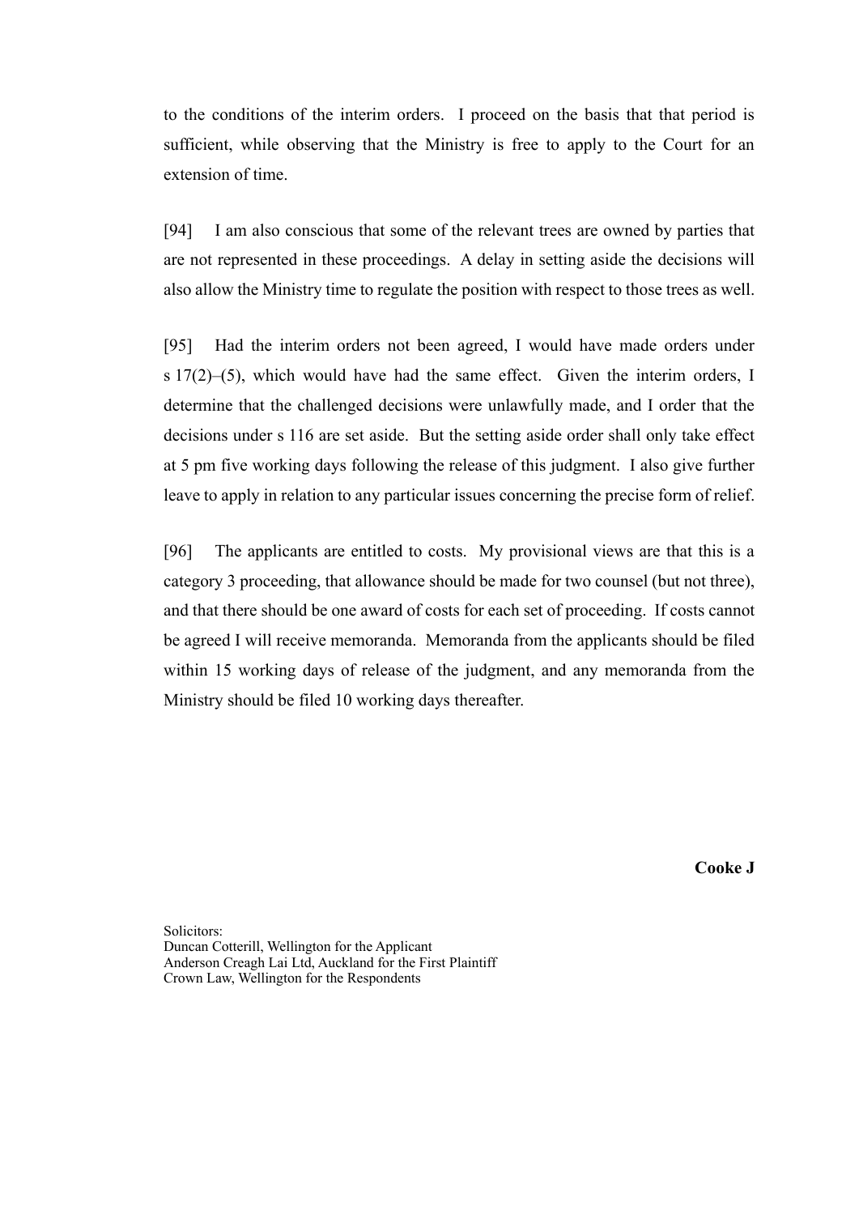to the conditions of the interim orders. I proceed on the basis that that period is sufficient, while observing that the Ministry is free to apply to the Court for an extension of time.

[94] I am also conscious that some of the relevant trees are owned by parties that are not represented in these proceedings. A delay in setting aside the decisions will also allow the Ministry time to regulate the position with respect to those trees as well.

[95] Had the interim orders not been agreed, I would have made orders under s 17(2)–(5), which would have had the same effect. Given the interim orders, I determine that the challenged decisions were unlawfully made, and I order that the decisions under s 116 are set aside. But the setting aside order shall only take effect at 5 pm five working days following the release of this judgment. I also give further leave to apply in relation to any particular issues concerning the precise form of relief.

[96] The applicants are entitled to costs. My provisional views are that this is a category 3 proceeding, that allowance should be made for two counsel (but not three), and that there should be one award of costs for each set of proceeding. If costs cannot be agreed I will receive memoranda. Memoranda from the applicants should be filed within 15 working days of release of the judgment, and any memoranda from the Ministry should be filed 10 working days thereafter.

**Cooke J**

Solicitors:
Duncan Cotterill, Wellington for the Applicant
Anderson Creagh Lai Ltd, Auckland for the First Plaintiff
Crown Law, Wellington for the Respondents